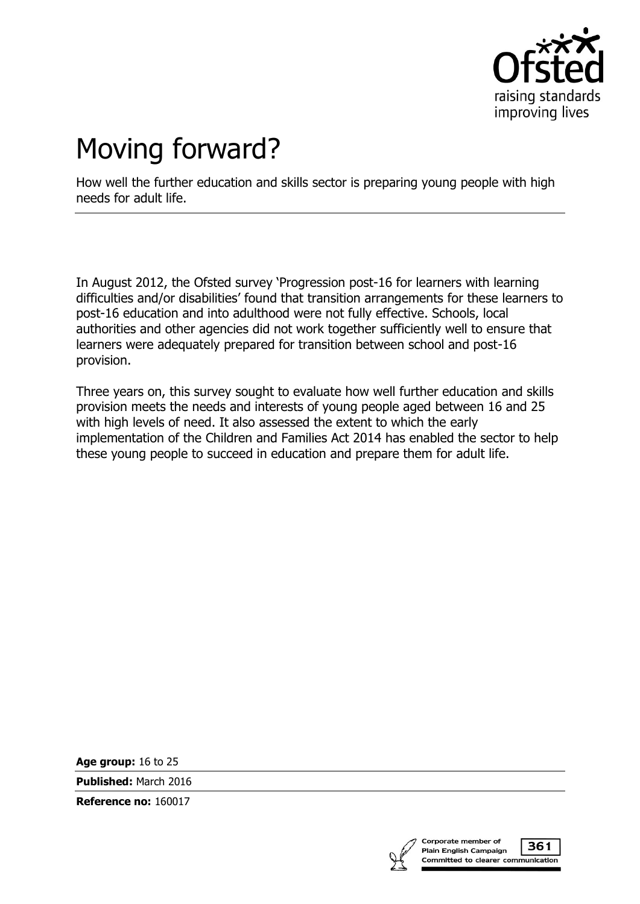# Moving forward?

How well the further education and skills sector is preparing young people with high needs for adult life.

In August 2012, the Ofsted survey 'Progression post-16 for learners with learning difficulties and/or disabilities' found that transition arrangements for these learners to post-16 education and into adulthood were not fully effective. Schools, local authorities and other agencies did not work together sufficiently well to ensure that learners were adequately prepared for transition between school and post-16 provision.

Three years on, this survey sought to evaluate how well further education and skills provision meets the needs and interests of young people aged between 16 and 25 with high levels of need. It also assessed the extent to which the early implementation of the Children and Families Act 2014 has enabled the sector to help these young people to succeed in education and prepare them for adult life.

**Age group:** 16 to 25

**Published:** March 2016

**Reference no:** 160017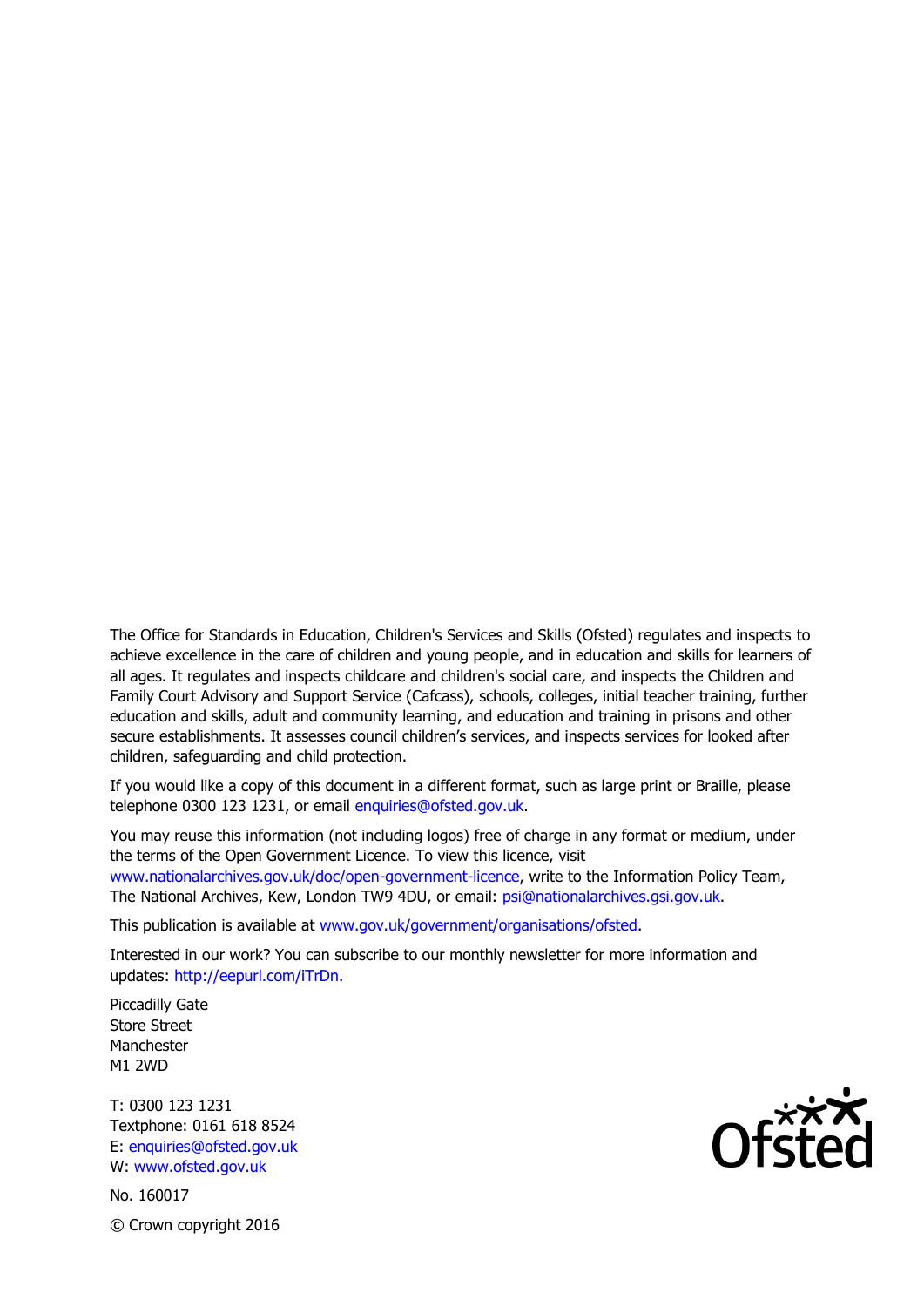The Office for Standards in Education, Children's Services and Skills (Ofsted) regulates and inspects to achieve excellence in the care of children and young people, and in education and skills for learners of all ages. It regulates and inspects childcare and children's social care, and inspects the Children and Family Court Advisory and Support Service (Cafcass), schools, colleges, initial teacher training, further education and skills, adult and community learning, and education and training in prisons and other secure establishments. It assesses council children's services, and inspects services for looked after children, safeguarding and child protection.

If you would like a copy of this document in a different format, such as large print or Braille, please telephone 0300 123 1231, or email enquiries@ofsted.gov.uk.

You may reuse this information (not including logos) free of charge in any format or medium, under the terms of the Open Government Licence. To view this licence, visit www.nationalarchives.gov.uk/doc/open-government-licence, write to the Information Policy Team, The National Archives, Kew, London TW9 4DU, or email: psi@nationalarchives.gsi.gov.uk.

This publication is available at www.gov.uk/government/organisations/ofsted.

Interested in our work? You can subscribe to our monthly newsletter for more information and updates: http://eepurl.com/iTrDn.

Piccadilly Gate
Store Street
Manchester
M1 2WD

T: 0300 123 1231
Textphone: 0161 618 8524
E: enquiries@ofsted.gov.uk
W: www.ofsted.gov.uk

No. 160017

© Crown copyright 2016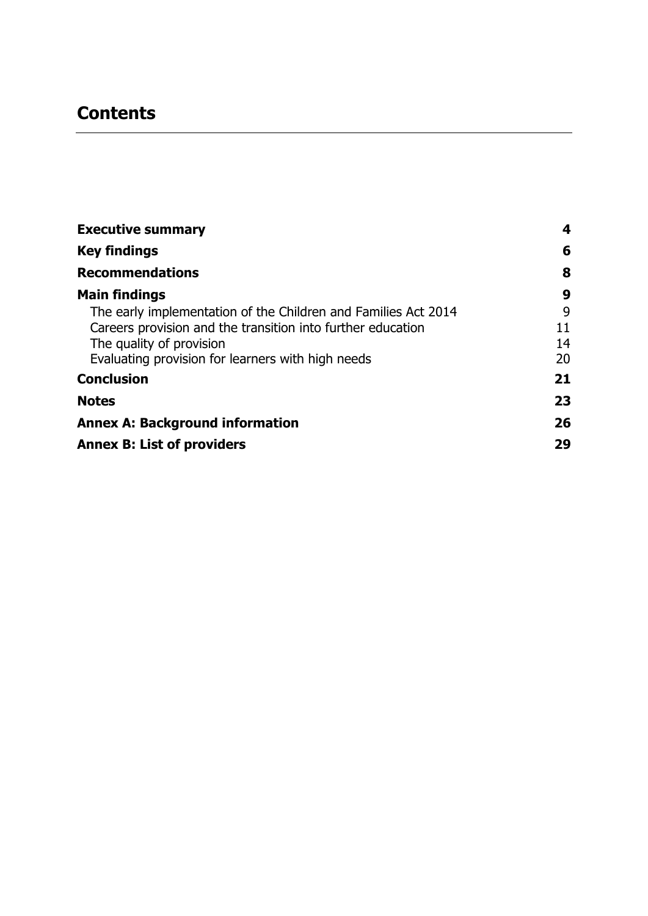# Contents

| | |
|---|---|
| **Executive summary** | **4** |
| **Key findings** | **6** |
| **Recommendations** | **8** |
| **Main findings** | **9** |
| The early implementation of the Children and Families Act 2014 | 9 |
| Careers provision and the transition into further education | 11 |
| The quality of provision | 14 |
| Evaluating provision for learners with high needs | 20 |
| **Conclusion** | **21** |
| **Notes** | **23** |
| **Annex A: Background information** | **26** |
| **Annex B: List of providers** | **29** |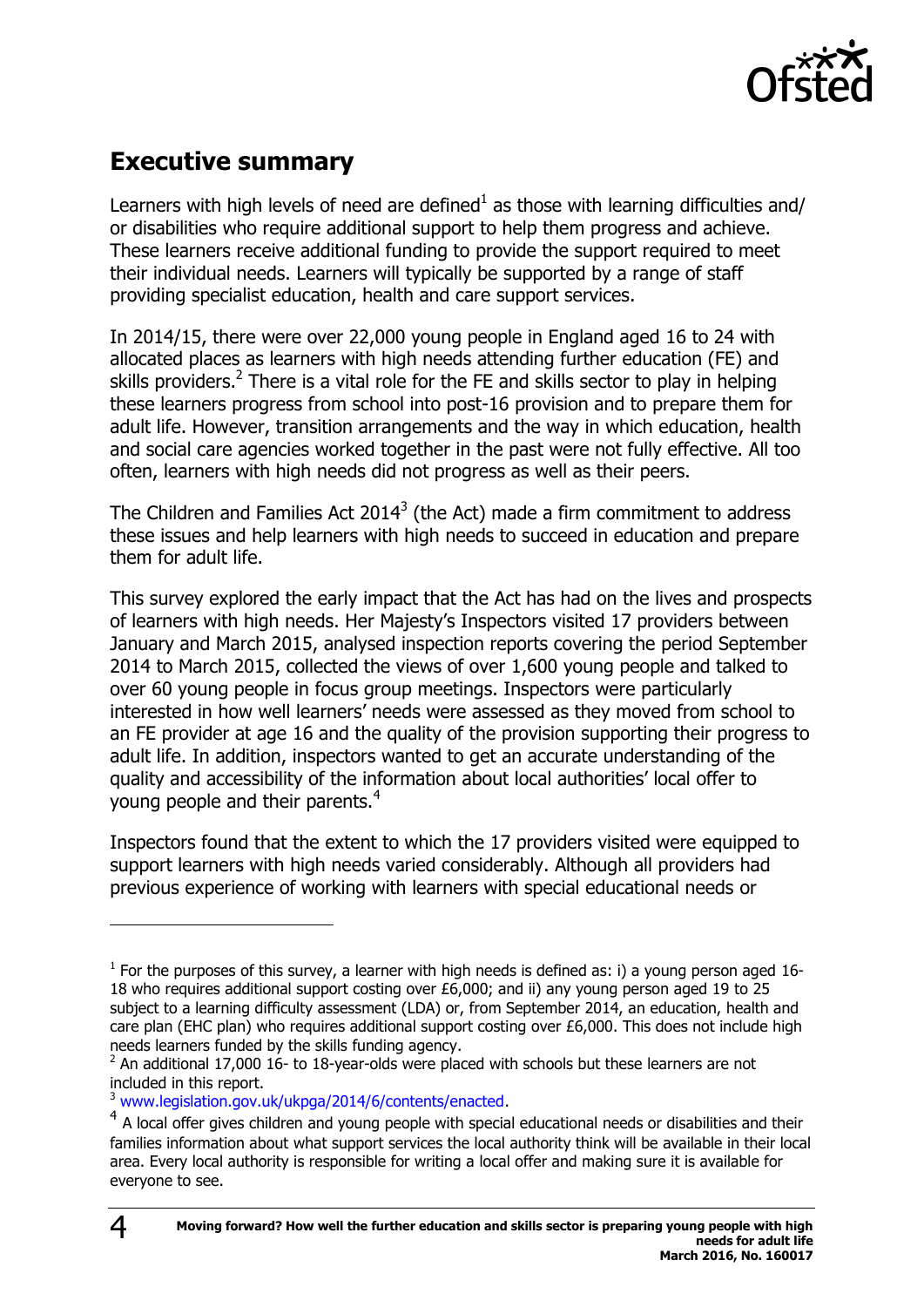## Executive summary

Learners with high levels of need are defined[1] as those with learning difficulties and/ or disabilities who require additional support to help them progress and achieve. These learners receive additional funding to provide the support required to meet their individual needs. Learners will typically be supported by a range of staff providing specialist education, health and care support services.

In 2014/15, there were over 22,000 young people in England aged 16 to 24 with allocated places as learners with high needs attending further education (FE) and skills providers.[2] There is a vital role for the FE and skills sector to play in helping these learners progress from school into post-16 provision and to prepare them for adult life. However, transition arrangements and the way in which education, health and social care agencies worked together in the past were not fully effective. All too often, learners with high needs did not progress as well as their peers.

The Children and Families Act 2014[3] (the Act) made a firm commitment to address these issues and help learners with high needs to succeed in education and prepare them for adult life.

This survey explored the early impact that the Act has had on the lives and prospects of learners with high needs. Her Majesty's Inspectors visited 17 providers between January and March 2015, analysed inspection reports covering the period September 2014 to March 2015, collected the views of over 1,600 young people and talked to over 60 young people in focus group meetings. Inspectors were particularly interested in how well learners' needs were assessed as they moved from school to an FE provider at age 16 and the quality of the provision supporting their progress to adult life. In addition, inspectors wanted to get an accurate understanding of the quality and accessibility of the information about local authorities' local offer to young people and their parents.[4]

Inspectors found that the extent to which the 17 providers visited were equipped to support learners with high needs varied considerably. Although all providers had previous experience of working with learners with special educational needs or

---

[1] For the purposes of this survey, a learner with high needs is defined as: i) a young person aged 16-18 who requires additional support costing over £6,000; and ii) any young person aged 19 to 25 subject to a learning difficulty assessment (LDA) or, from September 2014, an education, health and care plan (EHC plan) who requires additional support costing over £6,000. This does not include high needs learners funded by the skills funding agency.

[2] An additional 17,000 16- to 18-year-olds were placed with schools but these learners are not included in this report.

[3] www.legislation.gov.uk/ukpga/2014/6/contents/enacted.

[4] A local offer gives children and young people with special educational needs or disabilities and their families information about what support services the local authority think will be available in their local area. Every local authority is responsible for writing a local offer and making sure it is available for everyone to see.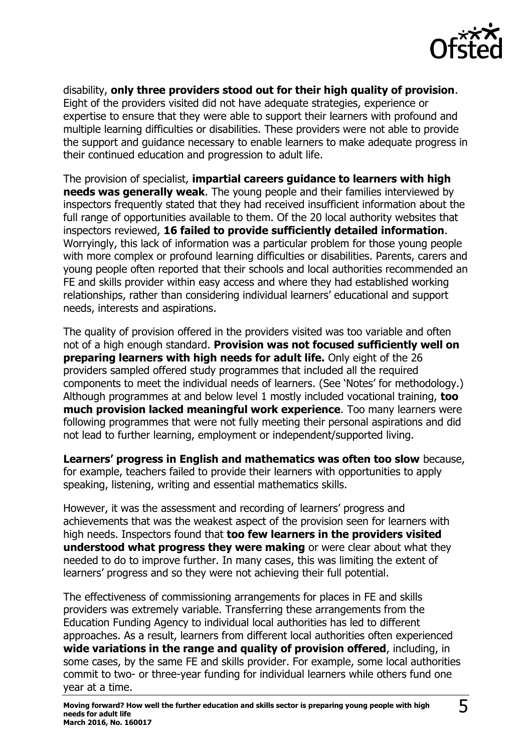disability, **only three providers stood out for their high quality of provision**. Eight of the providers visited did not have adequate strategies, experience or expertise to ensure that they were able to support their learners with profound and multiple learning difficulties or disabilities. These providers were not able to provide the support and guidance necessary to enable learners to make adequate progress in their continued education and progression to adult life.

The provision of specialist, **impartial careers guidance to learners with high needs was generally weak**. The young people and their families interviewed by inspectors frequently stated that they had received insufficient information about the full range of opportunities available to them. Of the 20 local authority websites that inspectors reviewed, **16 failed to provide sufficiently detailed information**. Worryingly, this lack of information was a particular problem for those young people with more complex or profound learning difficulties or disabilities. Parents, carers and young people often reported that their schools and local authorities recommended an FE and skills provider within easy access and where they had established working relationships, rather than considering individual learners' educational and support needs, interests and aspirations.

The quality of provision offered in the providers visited was too variable and often not of a high enough standard. **Provision was not focused sufficiently well on preparing learners with high needs for adult life.** Only eight of the 26 providers sampled offered study programmes that included all the required components to meet the individual needs of learners. (See 'Notes' for methodology.) Although programmes at and below level 1 mostly included vocational training, **too much provision lacked meaningful work experience**. Too many learners were following programmes that were not fully meeting their personal aspirations and did not lead to further learning, employment or independent/supported living.

**Learners' progress in English and mathematics was often too slow** because, for example, teachers failed to provide their learners with opportunities to apply speaking, listening, writing and essential mathematics skills.

However, it was the assessment and recording of learners' progress and achievements that was the weakest aspect of the provision seen for learners with high needs. Inspectors found that **too few learners in the providers visited understood what progress they were making** or were clear about what they needed to do to improve further. In many cases, this was limiting the extent of learners' progress and so they were not achieving their full potential.

The effectiveness of commissioning arrangements for places in FE and skills providers was extremely variable. Transferring these arrangements from the Education Funding Agency to individual local authorities has led to different approaches. As a result, learners from different local authorities often experienced **wide variations in the range and quality of provision offered**, including, in some cases, by the same FE and skills provider. For example, some local authorities commit to two- or three-year funding for individual learners while others fund one year at a time.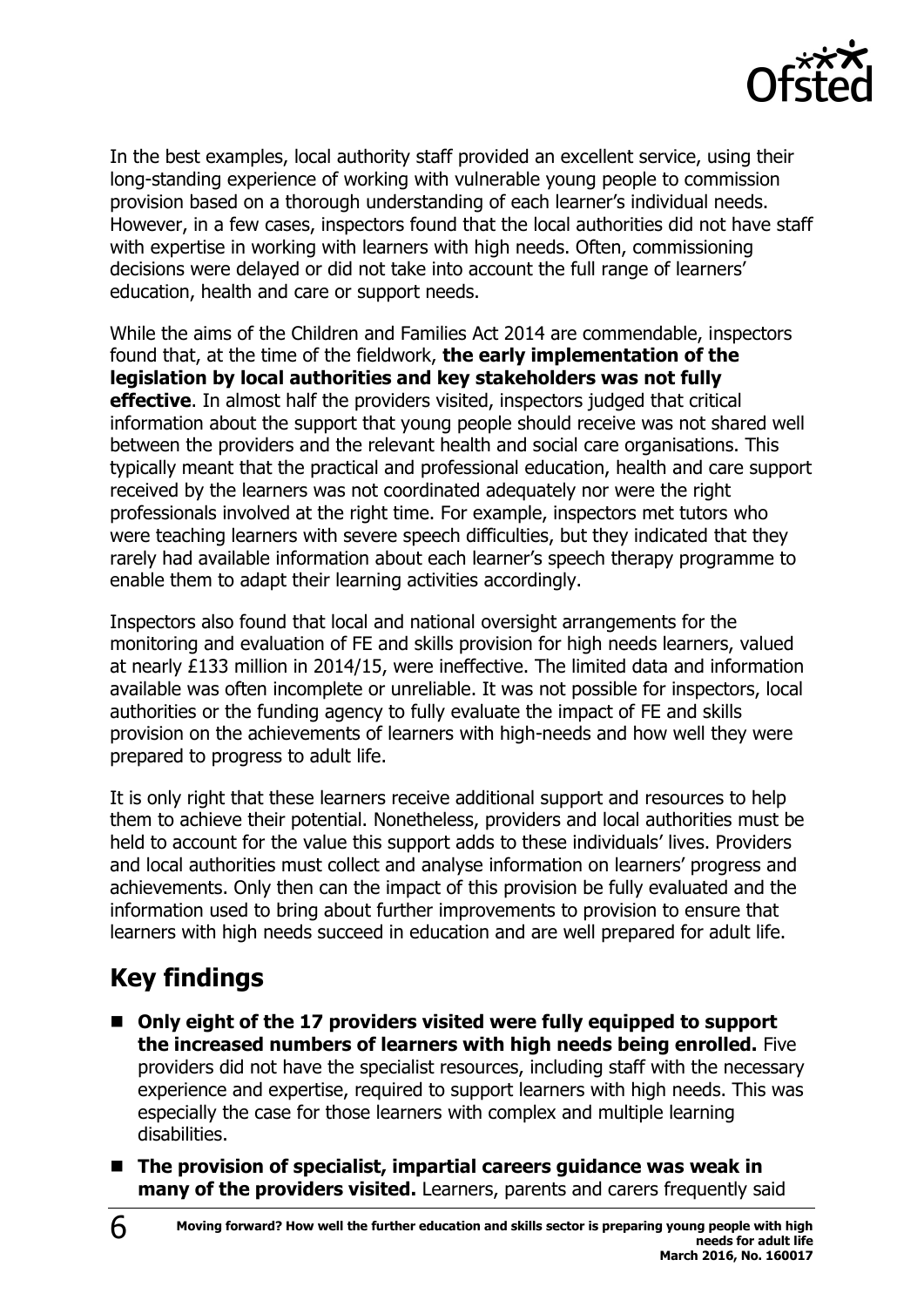In the best examples, local authority staff provided an excellent service, using their long-standing experience of working with vulnerable young people to commission provision based on a thorough understanding of each learner's individual needs. However, in a few cases, inspectors found that the local authorities did not have staff with expertise in working with learners with high needs. Often, commissioning decisions were delayed or did not take into account the full range of learners' education, health and care or support needs.

While the aims of the Children and Families Act 2014 are commendable, inspectors found that, at the time of the fieldwork, **the early implementation of the legislation by local authorities and key stakeholders was not fully effective**. In almost half the providers visited, inspectors judged that critical information about the support that young people should receive was not shared well between the providers and the relevant health and social care organisations. This typically meant that the practical and professional education, health and care support received by the learners was not coordinated adequately nor were the right professionals involved at the right time. For example, inspectors met tutors who were teaching learners with severe speech difficulties, but they indicated that they rarely had available information about each learner's speech therapy programme to enable them to adapt their learning activities accordingly.

Inspectors also found that local and national oversight arrangements for the monitoring and evaluation of FE and skills provision for high needs learners, valued at nearly £133 million in 2014/15, were ineffective. The limited data and information available was often incomplete or unreliable. It was not possible for inspectors, local authorities or the funding agency to fully evaluate the impact of FE and skills provision on the achievements of learners with high-needs and how well they were prepared to progress to adult life.

It is only right that these learners receive additional support and resources to help them to achieve their potential. Nonetheless, providers and local authorities must be held to account for the value this support adds to these individuals' lives. Providers and local authorities must collect and analyse information on learners' progress and achievements. Only then can the impact of this provision be fully evaluated and the information used to bring about further improvements to provision to ensure that learners with high needs succeed in education and are well prepared for adult life.

## Key findings

- **Only eight of the 17 providers visited were fully equipped to support the increased numbers of learners with high needs being enrolled.** Five providers did not have the specialist resources, including staff with the necessary experience and expertise, required to support learners with high needs. This was especially the case for those learners with complex and multiple learning disabilities.
- **The provision of specialist, impartial careers guidance was weak in many of the providers visited.** Learners, parents and carers frequently said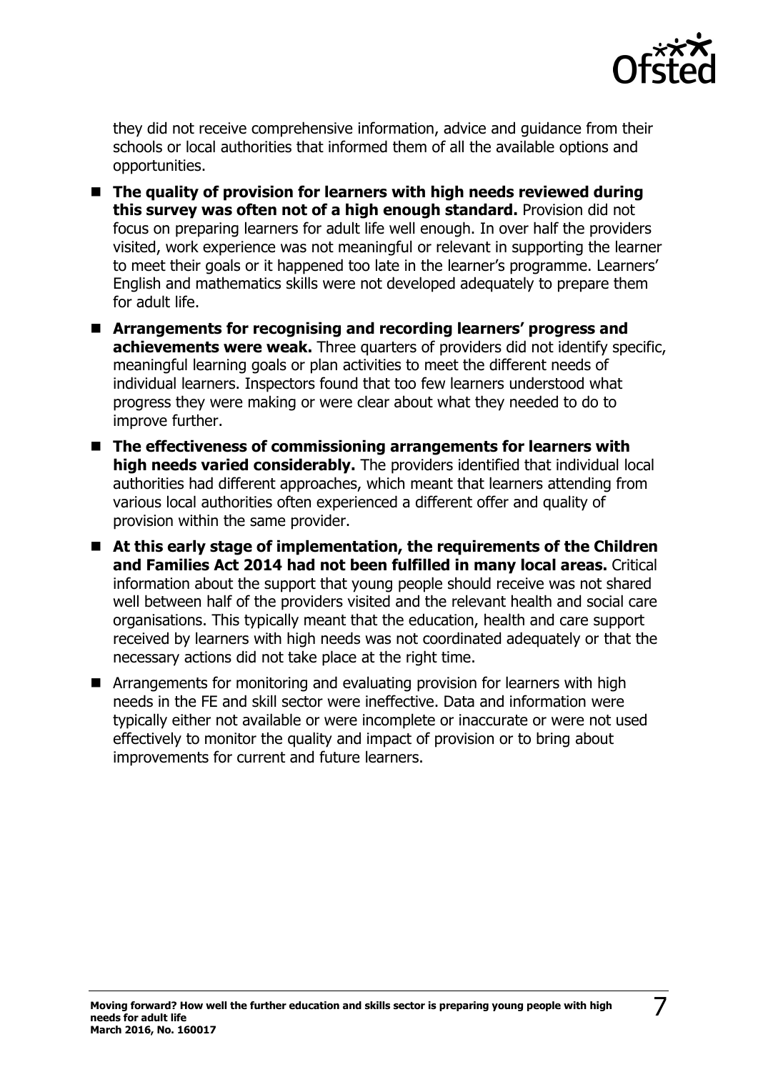they did not receive comprehensive information, advice and guidance from their schools or local authorities that informed them of all the available options and opportunities.

- **The quality of provision for learners with high needs reviewed during this survey was often not of a high enough standard.** Provision did not focus on preparing learners for adult life well enough. In over half the providers visited, work experience was not meaningful or relevant in supporting the learner to meet their goals or it happened too late in the learner's programme. Learners' English and mathematics skills were not developed adequately to prepare them for adult life.
- **Arrangements for recognising and recording learners' progress and achievements were weak.** Three quarters of providers did not identify specific, meaningful learning goals or plan activities to meet the different needs of individual learners. Inspectors found that too few learners understood what progress they were making or were clear about what they needed to do to improve further.
- **The effectiveness of commissioning arrangements for learners with high needs varied considerably.** The providers identified that individual local authorities had different approaches, which meant that learners attending from various local authorities often experienced a different offer and quality of provision within the same provider.
- **At this early stage of implementation, the requirements of the Children and Families Act 2014 had not been fulfilled in many local areas.** Critical information about the support that young people should receive was not shared well between half of the providers visited and the relevant health and social care organisations. This typically meant that the education, health and care support received by learners with high needs was not coordinated adequately or that the necessary actions did not take place at the right time.
- Arrangements for monitoring and evaluating provision for learners with high needs in the FE and skill sector were ineffective. Data and information were typically either not available or were incomplete or inaccurate or were not used effectively to monitor the quality and impact of provision or to bring about improvements for current and future learners.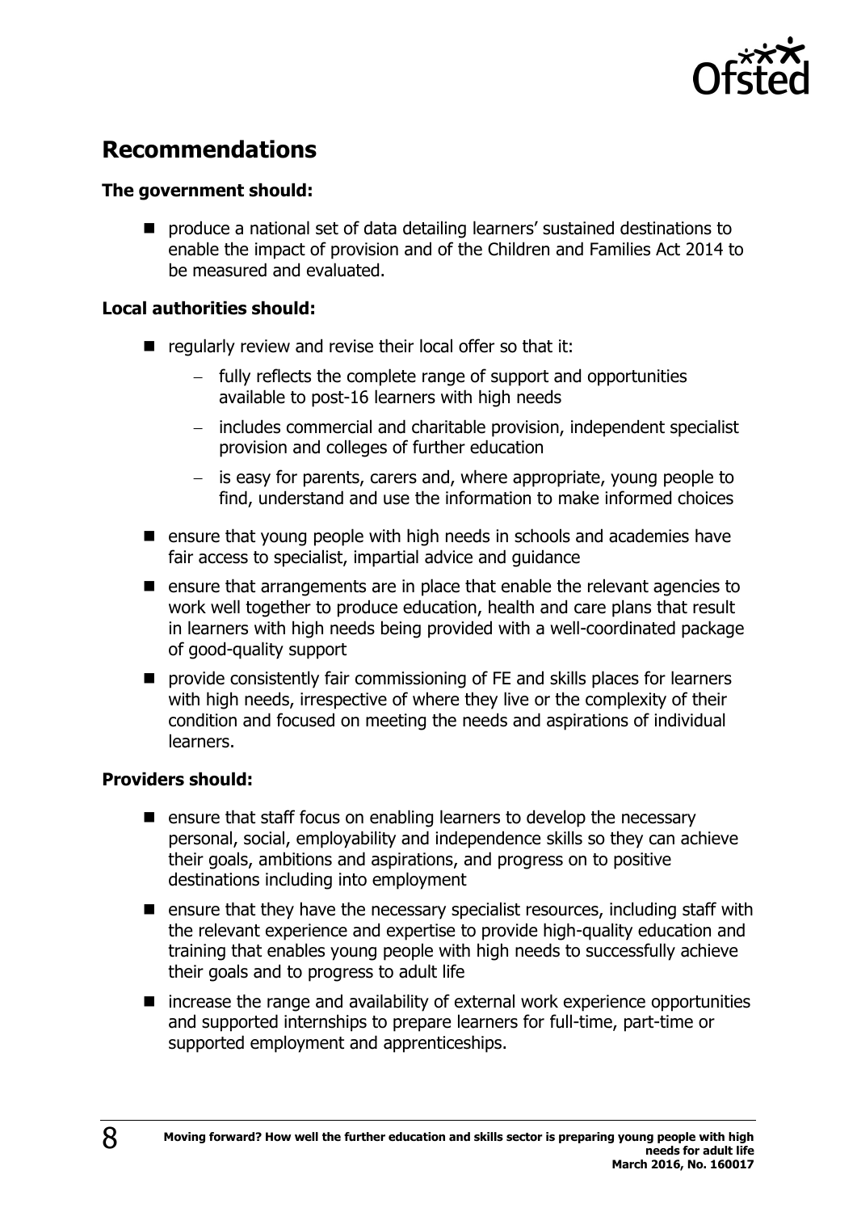## Recommendations

**The government should:**

- produce a national set of data detailing learners' sustained destinations to enable the impact of provision and of the Children and Families Act 2014 to be measured and evaluated.

**Local authorities should:**

- regularly review and revise their local offer so that it:
  - fully reflects the complete range of support and opportunities available to post-16 learners with high needs
  - includes commercial and charitable provision, independent specialist provision and colleges of further education
  - is easy for parents, carers and, where appropriate, young people to find, understand and use the information to make informed choices
- ensure that young people with high needs in schools and academies have fair access to specialist, impartial advice and guidance
- ensure that arrangements are in place that enable the relevant agencies to work well together to produce education, health and care plans that result in learners with high needs being provided with a well-coordinated package of good-quality support
- provide consistently fair commissioning of FE and skills places for learners with high needs, irrespective of where they live or the complexity of their condition and focused on meeting the needs and aspirations of individual learners.

**Providers should:**

- ensure that staff focus on enabling learners to develop the necessary personal, social, employability and independence skills so they can achieve their goals, ambitions and aspirations, and progress on to positive destinations including into employment
- ensure that they have the necessary specialist resources, including staff with the relevant experience and expertise to provide high-quality education and training that enables young people with high needs to successfully achieve their goals and to progress to adult life
- increase the range and availability of external work experience opportunities and supported internships to prepare learners for full-time, part-time or supported employment and apprenticeships.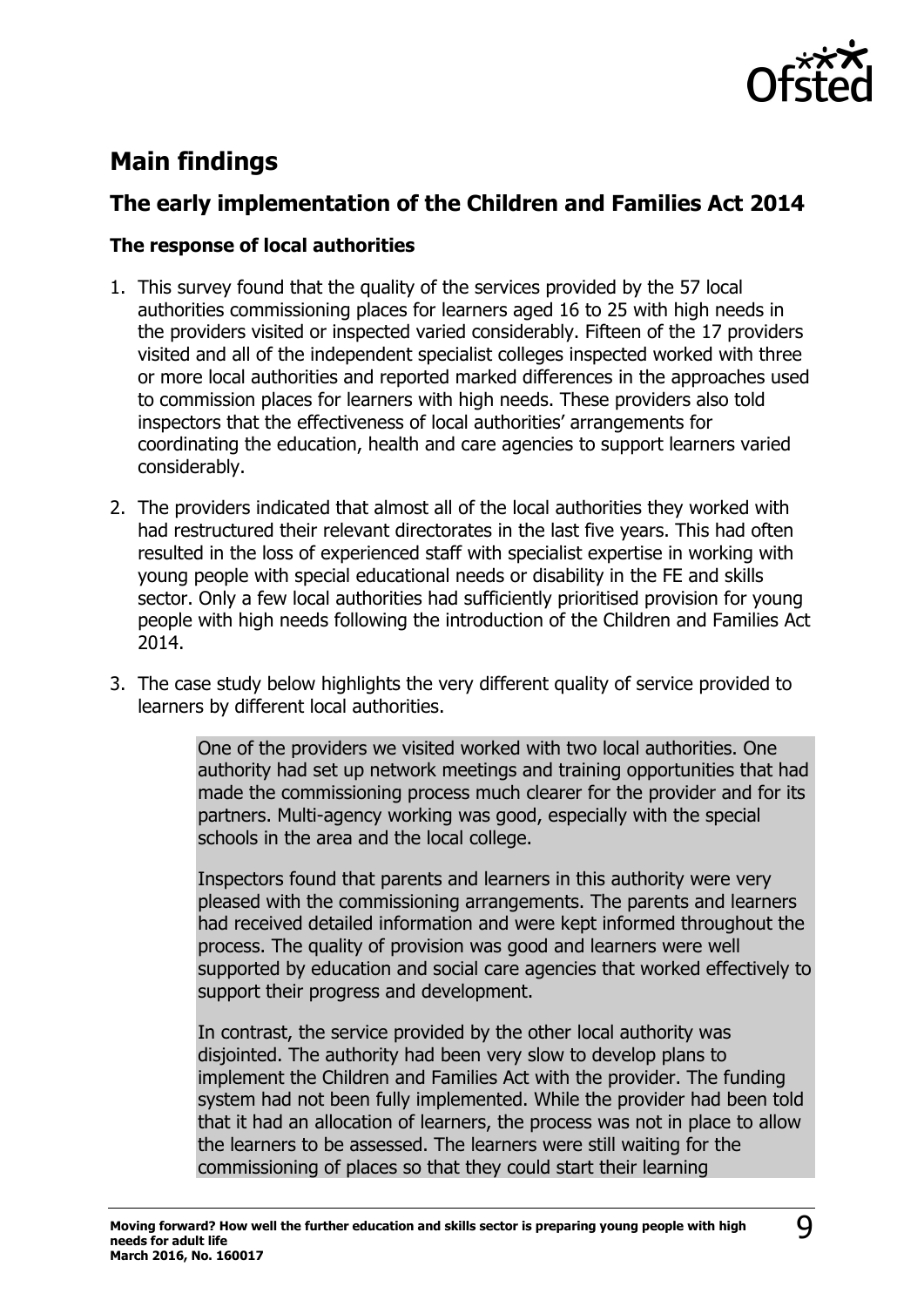## Main findings

### The early implementation of the Children and Families Act 2014

#### The response of local authorities

1. This survey found that the quality of the services provided by the 57 local authorities commissioning places for learners aged 16 to 25 with high needs in the providers visited or inspected varied considerably. Fifteen of the 17 providers visited and all of the independent specialist colleges inspected worked with three or more local authorities and reported marked differences in the approaches used to commission places for learners with high needs. These providers also told inspectors that the effectiveness of local authorities' arrangements for coordinating the education, health and care agencies to support learners varied considerably.

2. The providers indicated that almost all of the local authorities they worked with had restructured their relevant directorates in the last five years. This had often resulted in the loss of experienced staff with specialist expertise in working with young people with special educational needs or disability in the FE and skills sector. Only a few local authorities had sufficiently prioritised provision for young people with high needs following the introduction of the Children and Families Act 2014.

3. The case study below highlights the very different quality of service provided to learners by different local authorities.

> One of the providers we visited worked with two local authorities. One authority had set up network meetings and training opportunities that had made the commissioning process much clearer for the provider and for its partners. Multi-agency working was good, especially with the special schools in the area and the local college.
>
> Inspectors found that parents and learners in this authority were very pleased with the commissioning arrangements. The parents and learners had received detailed information and were kept informed throughout the process. The quality of provision was good and learners were well supported by education and social care agencies that worked effectively to support their progress and development.
>
> In contrast, the service provided by the other local authority was disjointed. The authority had been very slow to develop plans to implement the Children and Families Act with the provider. The funding system had not been fully implemented. While the provider had been told that it had an allocation of learners, the process was not in place to allow the learners to be assessed. The learners were still waiting for the commissioning of places so that they could start their learning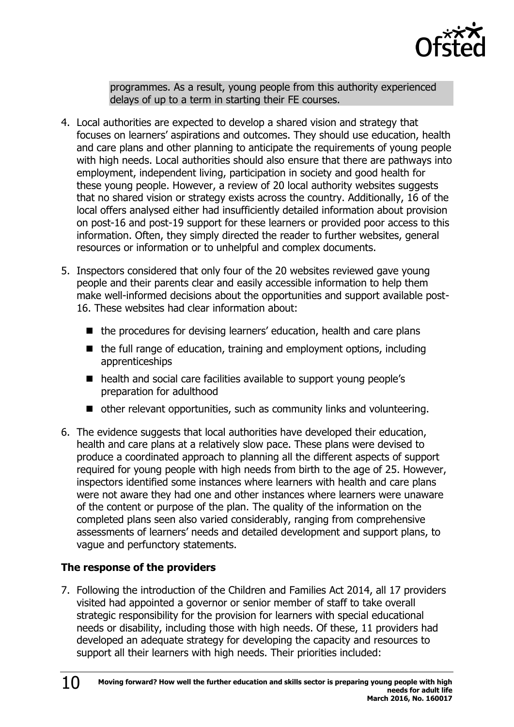programmes. As a result, young people from this authority experienced delays of up to a term in starting their FE courses.

4. Local authorities are expected to develop a shared vision and strategy that focuses on learners' aspirations and outcomes. They should use education, health and care plans and other planning to anticipate the requirements of young people with high needs. Local authorities should also ensure that there are pathways into employment, independent living, participation in society and good health for these young people. However, a review of 20 local authority websites suggests that no shared vision or strategy exists across the country. Additionally, 16 of the local offers analysed either had insufficiently detailed information about provision on post-16 and post-19 support for these learners or provided poor access to this information. Often, they simply directed the reader to further websites, general resources or information or to unhelpful and complex documents.

5. Inspectors considered that only four of the 20 websites reviewed gave young people and their parents clear and easily accessible information to help them make well-informed decisions about the opportunities and support available post-16. These websites had clear information about:

   - the procedures for devising learners' education, health and care plans
   - the full range of education, training and employment options, including apprenticeships
   - health and social care facilities available to support young people's preparation for adulthood
   - other relevant opportunities, such as community links and volunteering.

6. The evidence suggests that local authorities have developed their education, health and care plans at a relatively slow pace. These plans were devised to produce a coordinated approach to planning all the different aspects of support required for young people with high needs from birth to the age of 25. However, inspectors identified some instances where learners with health and care plans were not aware they had one and other instances where learners were unaware of the content or purpose of the plan. The quality of the information on the completed plans seen also varied considerably, ranging from comprehensive assessments of learners' needs and detailed development and support plans, to vague and perfunctory statements.

**The response of the providers**

7. Following the introduction of the Children and Families Act 2014, all 17 providers visited had appointed a governor or senior member of staff to take overall strategic responsibility for the provision for learners with special educational needs or disability, including those with high needs. Of these, 11 providers had developed an adequate strategy for developing the capacity and resources to support all their learners with high needs. Their priorities included: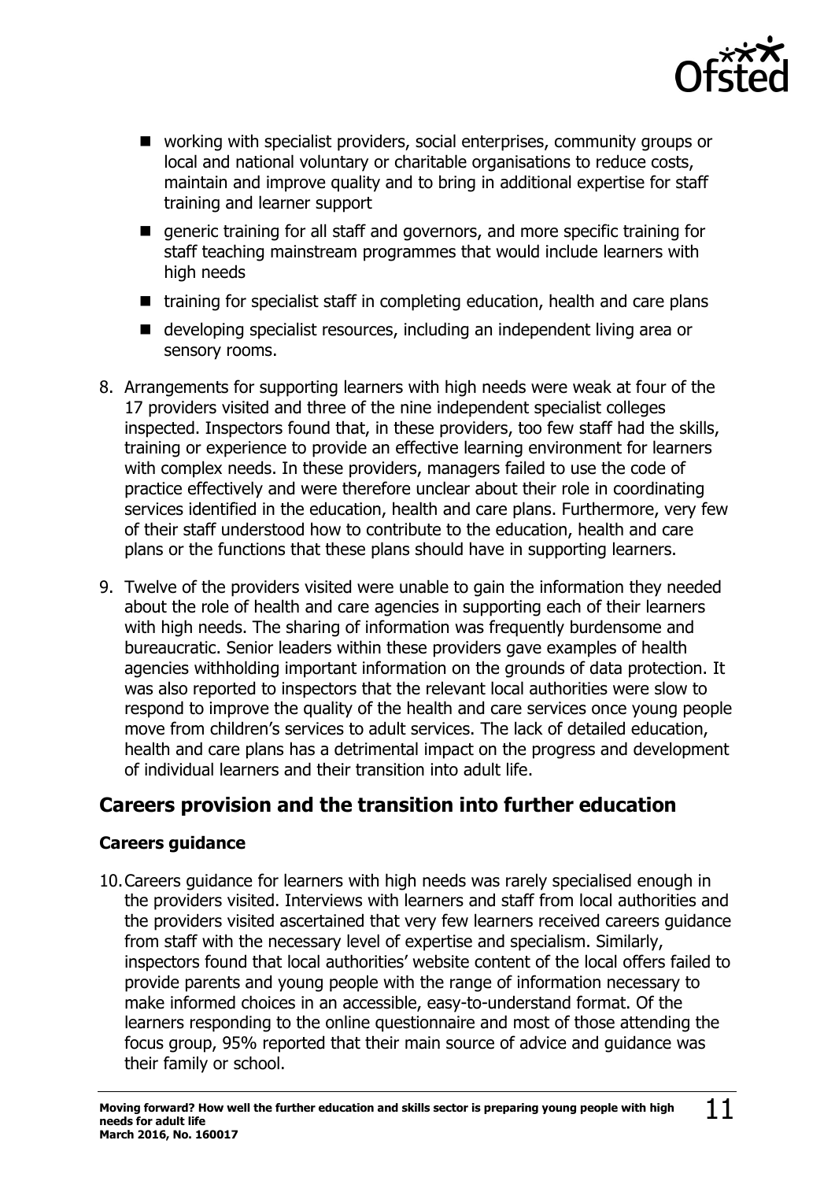- working with specialist providers, social enterprises, community groups or local and national voluntary or charitable organisations to reduce costs, maintain and improve quality and to bring in additional expertise for staff training and learner support
- generic training for all staff and governors, and more specific training for staff teaching mainstream programmes that would include learners with high needs
- training for specialist staff in completing education, health and care plans
- developing specialist resources, including an independent living area or sensory rooms.

8. Arrangements for supporting learners with high needs were weak at four of the 17 providers visited and three of the nine independent specialist colleges inspected. Inspectors found that, in these providers, too few staff had the skills, training or experience to provide an effective learning environment for learners with complex needs. In these providers, managers failed to use the code of practice effectively and were therefore unclear about their role in coordinating services identified in the education, health and care plans. Furthermore, very few of their staff understood how to contribute to the education, health and care plans or the functions that these plans should have in supporting learners.

9. Twelve of the providers visited were unable to gain the information they needed about the role of health and care agencies in supporting each of their learners with high needs. The sharing of information was frequently burdensome and bureaucratic. Senior leaders within these providers gave examples of health agencies withholding important information on the grounds of data protection. It was also reported to inspectors that the relevant local authorities were slow to respond to improve the quality of the health and care services once young people move from children's services to adult services. The lack of detailed education, health and care plans has a detrimental impact on the progress and development of individual learners and their transition into adult life.

## Careers provision and the transition into further education

### Careers guidance

10. Careers guidance for learners with high needs was rarely specialised enough in the providers visited. Interviews with learners and staff from local authorities and the providers visited ascertained that very few learners received careers guidance from staff with the necessary level of expertise and specialism. Similarly, inspectors found that local authorities' website content of the local offers failed to provide parents and young people with the range of information necessary to make informed choices in an accessible, easy-to-understand format. Of the learners responding to the online questionnaire and most of those attending the focus group, 95% reported that their main source of advice and guidance was their family or school.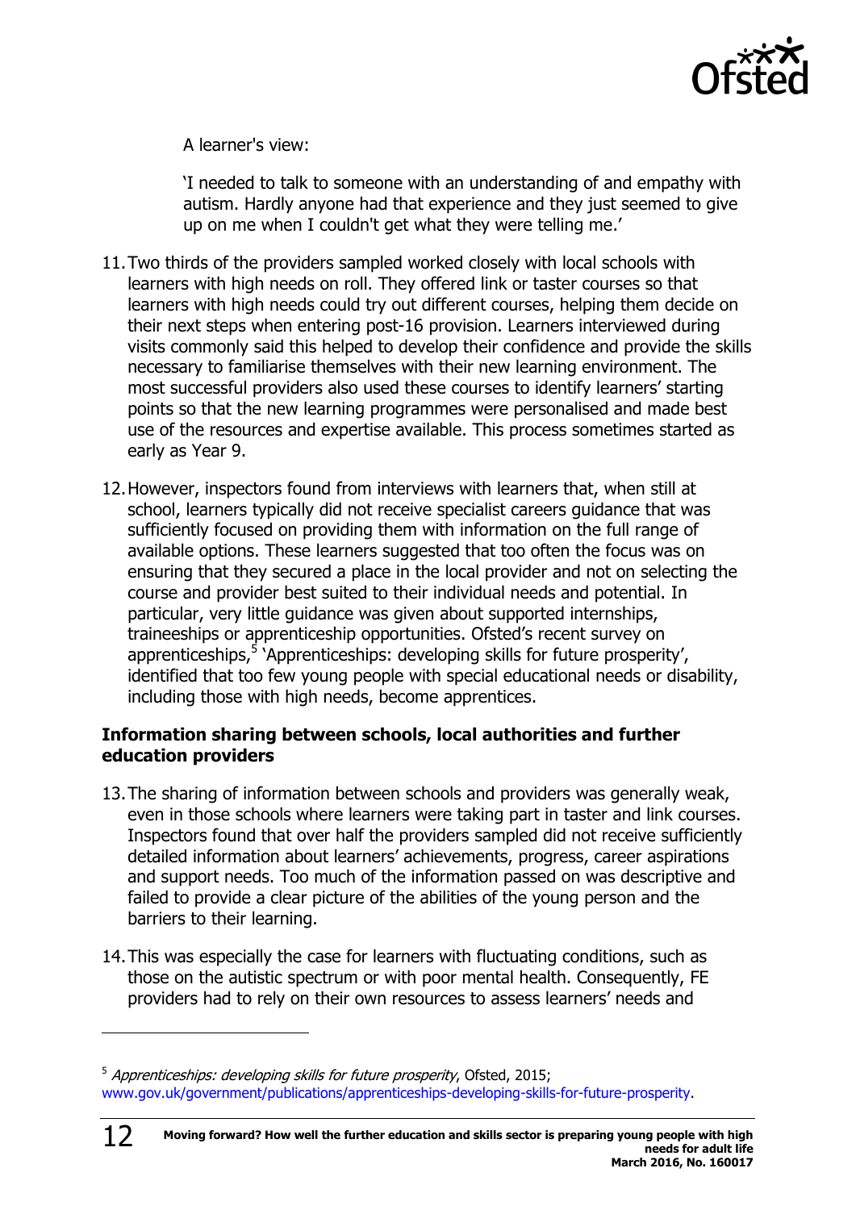A learner's view:

'I needed to talk to someone with an understanding of and empathy with autism. Hardly anyone had that experience and they just seemed to give up on me when I couldn't get what they were telling me.'

11. Two thirds of the providers sampled worked closely with local schools with learners with high needs on roll. They offered link or taster courses so that learners with high needs could try out different courses, helping them decide on their next steps when entering post-16 provision. Learners interviewed during visits commonly said this helped to develop their confidence and provide the skills necessary to familiarise themselves with their new learning environment. The most successful providers also used these courses to identify learners' starting points so that the new learning programmes were personalised and made best use of the resources and expertise available. This process sometimes started as early as Year 9.

12. However, inspectors found from interviews with learners that, when still at school, learners typically did not receive specialist careers guidance that was sufficiently focused on providing them with information on the full range of available options. These learners suggested that too often the focus was on ensuring that they secured a place in the local provider and not on selecting the course and provider best suited to their individual needs and potential. In particular, very little guidance was given about supported internships, traineeships or apprenticeship opportunities. Ofsted's recent survey on apprenticeships,[5] 'Apprenticeships: developing skills for future prosperity', identified that too few young people with special educational needs or disability, including those with high needs, become apprentices.

### Information sharing between schools, local authorities and further education providers

13. The sharing of information between schools and providers was generally weak, even in those schools where learners were taking part in taster and link courses. Inspectors found that over half the providers sampled did not receive sufficiently detailed information about learners' achievements, progress, career aspirations and support needs. Too much of the information passed on was descriptive and failed to provide a clear picture of the abilities of the young person and the barriers to their learning.

14. This was especially the case for learners with fluctuating conditions, such as those on the autistic spectrum or with poor mental health. Consequently, FE providers had to rely on their own resources to assess learners' needs and

---

[5] *Apprenticeships: developing skills for future prosperity*, Ofsted, 2015; www.gov.uk/government/publications/apprenticeships-developing-skills-for-future-prosperity.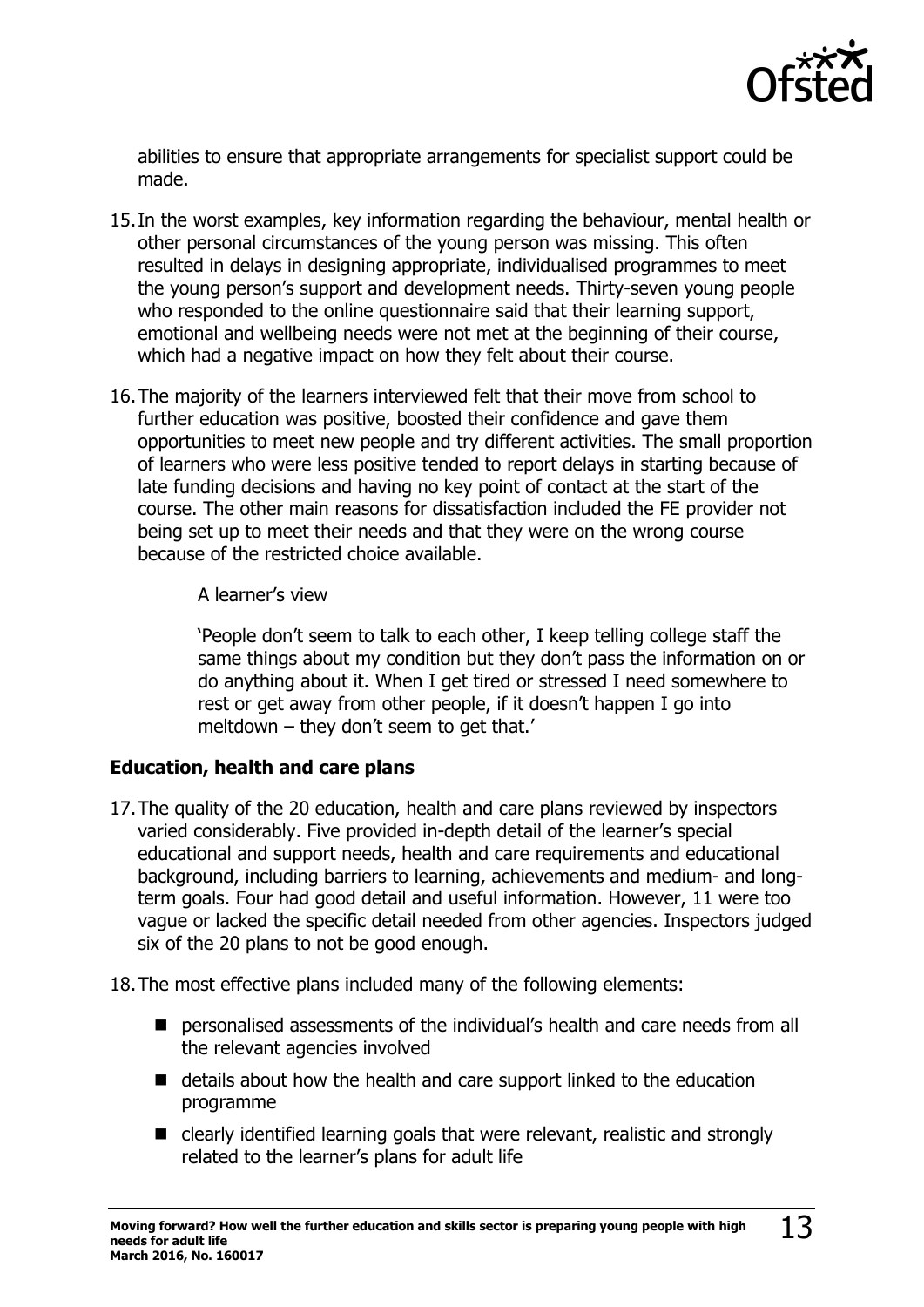abilities to ensure that appropriate arrangements for specialist support could be made.

15. In the worst examples, key information regarding the behaviour, mental health or other personal circumstances of the young person was missing. This often resulted in delays in designing appropriate, individualised programmes to meet the young person's support and development needs. Thirty-seven young people who responded to the online questionnaire said that their learning support, emotional and wellbeing needs were not met at the beginning of their course, which had a negative impact on how they felt about their course.

16. The majority of the learners interviewed felt that their move from school to further education was positive, boosted their confidence and gave them opportunities to meet new people and try different activities. The small proportion of learners who were less positive tended to report delays in starting because of late funding decisions and having no key point of contact at the start of the course. The other main reasons for dissatisfaction included the FE provider not being set up to meet their needs and that they were on the wrong course because of the restricted choice available.

> A learner's view
>
> 'People don't seem to talk to each other, I keep telling college staff the same things about my condition but they don't pass the information on or do anything about it. When I get tired or stressed I need somewhere to rest or get away from other people, if it doesn't happen I go into meltdown – they don't seem to get that.'

### Education, health and care plans

17. The quality of the 20 education, health and care plans reviewed by inspectors varied considerably. Five provided in-depth detail of the learner's special educational and support needs, health and care requirements and educational background, including barriers to learning, achievements and medium- and long-term goals. Four had good detail and useful information. However, 11 were too vague or lacked the specific detail needed from other agencies. Inspectors judged six of the 20 plans to not be good enough.

18. The most effective plans included many of the following elements:

- personalised assessments of the individual's health and care needs from all the relevant agencies involved
- details about how the health and care support linked to the education programme
- clearly identified learning goals that were relevant, realistic and strongly related to the learner's plans for adult life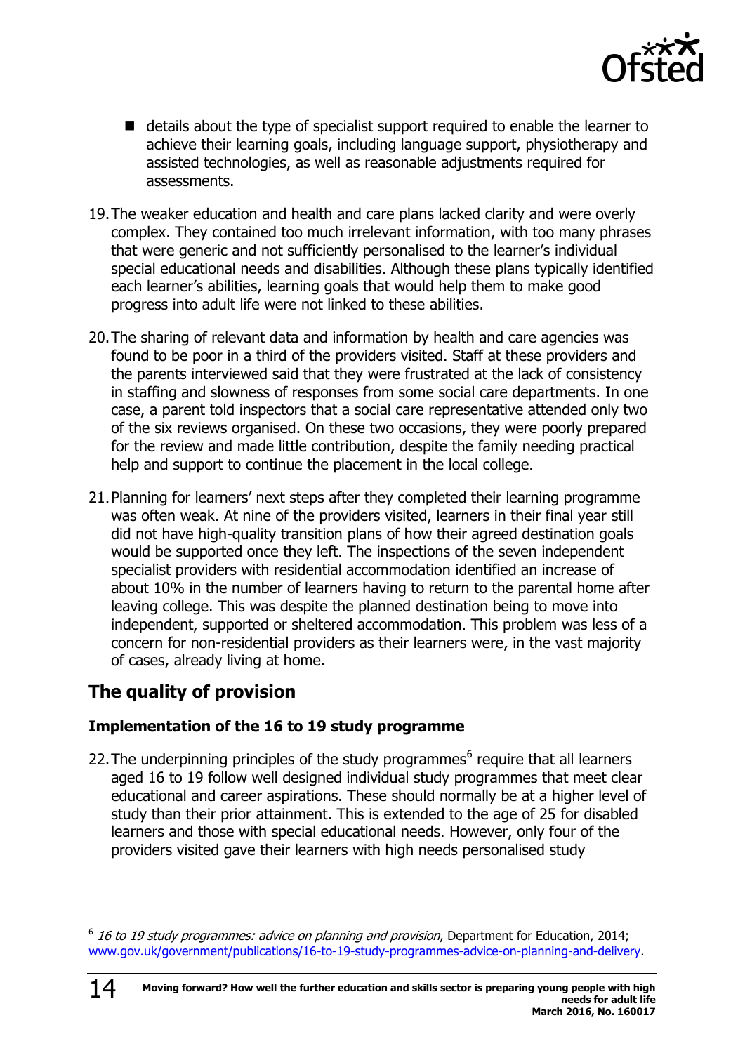- details about the type of specialist support required to enable the learner to achieve their learning goals, including language support, physiotherapy and assisted technologies, as well as reasonable adjustments required for assessments.

19. The weaker education and health and care plans lacked clarity and were overly complex. They contained too much irrelevant information, with too many phrases that were generic and not sufficiently personalised to the learner's individual special educational needs and disabilities. Although these plans typically identified each learner's abilities, learning goals that would help them to make good progress into adult life were not linked to these abilities.

20. The sharing of relevant data and information by health and care agencies was found to be poor in a third of the providers visited. Staff at these providers and the parents interviewed said that they were frustrated at the lack of consistency in staffing and slowness of responses from some social care departments. In one case, a parent told inspectors that a social care representative attended only two of the six reviews organised. On these two occasions, they were poorly prepared for the review and made little contribution, despite the family needing practical help and support to continue the placement in the local college.

21. Planning for learners' next steps after they completed their learning programme was often weak. At nine of the providers visited, learners in their final year still did not have high-quality transition plans of how their agreed destination goals would be supported once they left. The inspections of the seven independent specialist providers with residential accommodation identified an increase of about 10% in the number of learners having to return to the parental home after leaving college. This was despite the planned destination being to move into independent, supported or sheltered accommodation. This problem was less of a concern for non-residential providers as their learners were, in the vast majority of cases, already living at home.

## The quality of provision

### Implementation of the 16 to 19 study programme

22. The underpinning principles of the study programmes[6] require that all learners aged 16 to 19 follow well designed individual study programmes that meet clear educational and career aspirations. These should normally be at a higher level of study than their prior attainment. This is extended to the age of 25 for disabled learners and those with special educational needs. However, only four of the providers visited gave their learners with high needs personalised study

---

[6] *16 to 19 study programmes: advice on planning and provision*, Department for Education, 2014; www.gov.uk/government/publications/16-to-19-study-programmes-advice-on-planning-and-delivery.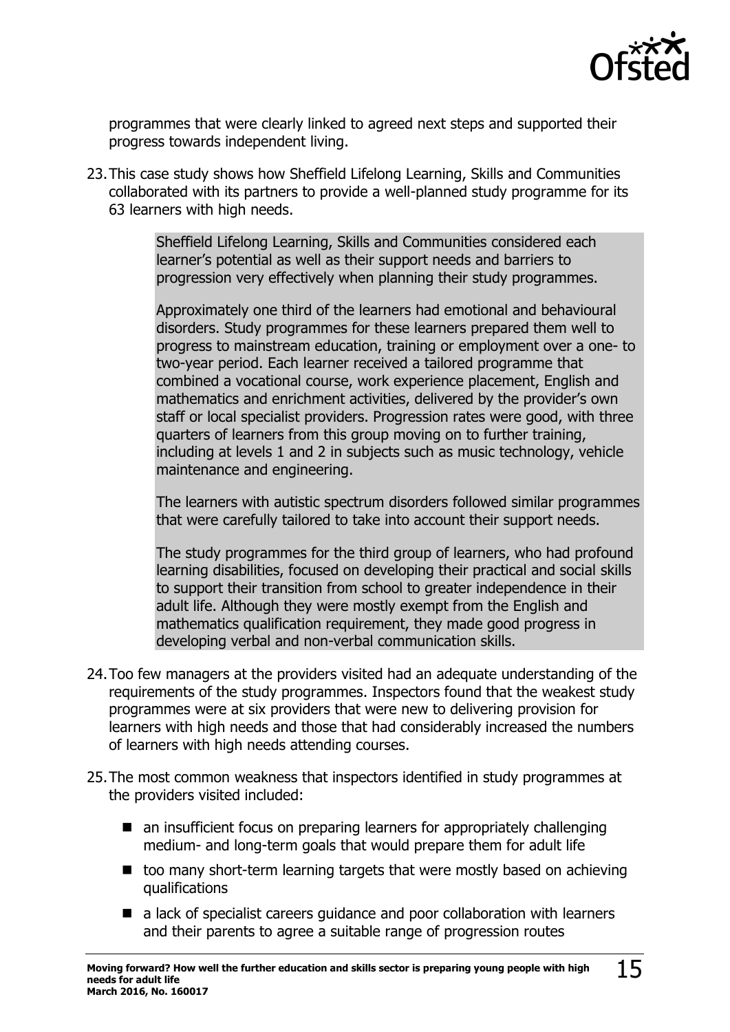programmes that were clearly linked to agreed next steps and supported their progress towards independent living.

23. This case study shows how Sheffield Lifelong Learning, Skills and Communities collaborated with its partners to provide a well-planned study programme for its 63 learners with high needs.

> Sheffield Lifelong Learning, Skills and Communities considered each learner's potential as well as their support needs and barriers to progression very effectively when planning their study programmes.
>
> Approximately one third of the learners had emotional and behavioural disorders. Study programmes for these learners prepared them well to progress to mainstream education, training or employment over a one- to two-year period. Each learner received a tailored programme that combined a vocational course, work experience placement, English and mathematics and enrichment activities, delivered by the provider's own staff or local specialist providers. Progression rates were good, with three quarters of learners from this group moving on to further training, including at levels 1 and 2 in subjects such as music technology, vehicle maintenance and engineering.
>
> The learners with autistic spectrum disorders followed similar programmes that were carefully tailored to take into account their support needs.
>
> The study programmes for the third group of learners, who had profound learning disabilities, focused on developing their practical and social skills to support their transition from school to greater independence in their adult life. Although they were mostly exempt from the English and mathematics qualification requirement, they made good progress in developing verbal and non-verbal communication skills.

24. Too few managers at the providers visited had an adequate understanding of the requirements of the study programmes. Inspectors found that the weakest study programmes were at six providers that were new to delivering provision for learners with high needs and those that had considerably increased the numbers of learners with high needs attending courses.

25. The most common weakness that inspectors identified in study programmes at the providers visited included:

- an insufficient focus on preparing learners for appropriately challenging medium- and long-term goals that would prepare them for adult life
- too many short-term learning targets that were mostly based on achieving qualifications
- a lack of specialist careers guidance and poor collaboration with learners and their parents to agree a suitable range of progression routes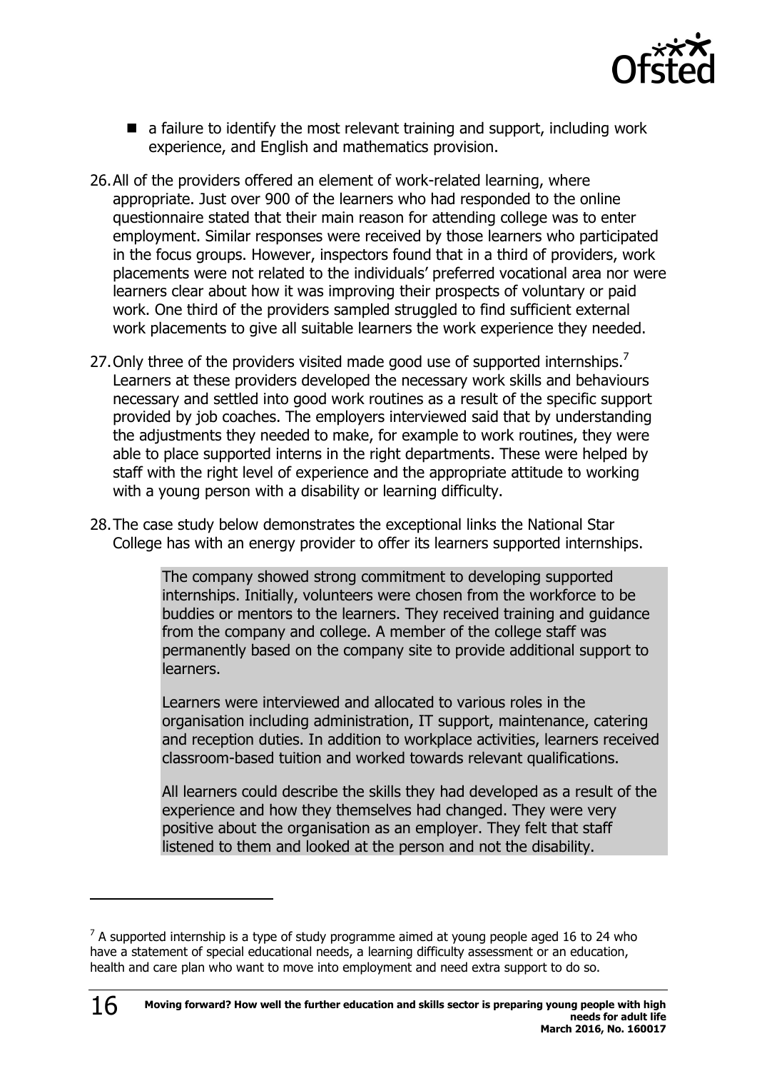- a failure to identify the most relevant training and support, including work experience, and English and mathematics provision.

26. All of the providers offered an element of work-related learning, where appropriate. Just over 900 of the learners who had responded to the online questionnaire stated that their main reason for attending college was to enter employment. Similar responses were received by those learners who participated in the focus groups. However, inspectors found that in a third of providers, work placements were not related to the individuals' preferred vocational area nor were learners clear about how it was improving their prospects of voluntary or paid work. One third of the providers sampled struggled to find sufficient external work placements to give all suitable learners the work experience they needed.

27. Only three of the providers visited made good use of supported internships.[7] Learners at these providers developed the necessary work skills and behaviours necessary and settled into good work routines as a result of the specific support provided by job coaches. The employers interviewed said that by understanding the adjustments they needed to make, for example to work routines, they were able to place supported interns in the right departments. These were helped by staff with the right level of experience and the appropriate attitude to working with a young person with a disability or learning difficulty.

28. The case study below demonstrates the exceptional links the National Star College has with an energy provider to offer its learners supported internships.

> The company showed strong commitment to developing supported internships. Initially, volunteers were chosen from the workforce to be buddies or mentors to the learners. They received training and guidance from the company and college. A member of the college staff was permanently based on the company site to provide additional support to learners.
>
> Learners were interviewed and allocated to various roles in the organisation including administration, IT support, maintenance, catering and reception duties. In addition to workplace activities, learners received classroom-based tuition and worked towards relevant qualifications.
>
> All learners could describe the skills they had developed as a result of the experience and how they themselves had changed. They were very positive about the organisation as an employer. They felt that staff listened to them and looked at the person and not the disability.

[7] A supported internship is a type of study programme aimed at young people aged 16 to 24 who have a statement of special educational needs, a learning difficulty assessment or an education, health and care plan who want to move into employment and need extra support to do so.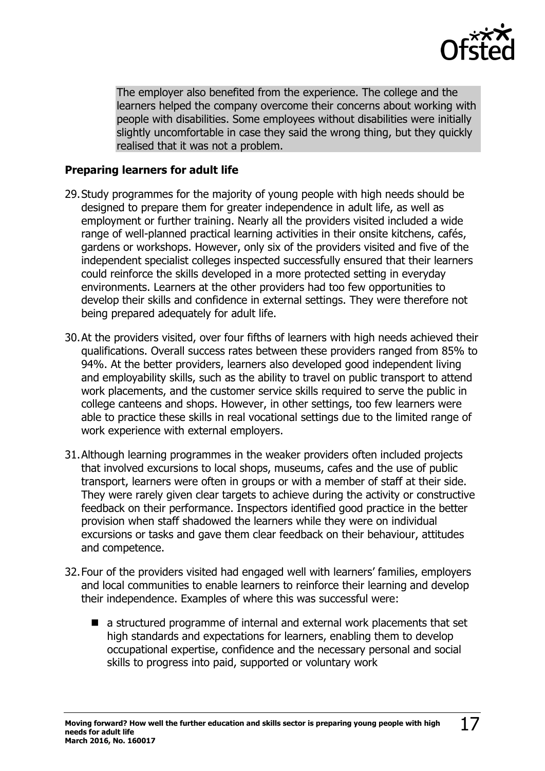The employer also benefited from the experience. The college and the learners helped the company overcome their concerns about working with people with disabilities. Some employees without disabilities were initially slightly uncomfortable in case they said the wrong thing, but they quickly realised that it was not a problem.

### Preparing learners for adult life

29. Study programmes for the majority of young people with high needs should be designed to prepare them for greater independence in adult life, as well as employment or further training. Nearly all the providers visited included a wide range of well-planned practical learning activities in their onsite kitchens, cafés, gardens or workshops. However, only six of the providers visited and five of the independent specialist colleges inspected successfully ensured that their learners could reinforce the skills developed in a more protected setting in everyday environments. Learners at the other providers had too few opportunities to develop their skills and confidence in external settings. They were therefore not being prepared adequately for adult life.

30. At the providers visited, over four fifths of learners with high needs achieved their qualifications. Overall success rates between these providers ranged from 85% to 94%. At the better providers, learners also developed good independent living and employability skills, such as the ability to travel on public transport to attend work placements, and the customer service skills required to serve the public in college canteens and shops. However, in other settings, too few learners were able to practice these skills in real vocational settings due to the limited range of work experience with external employers.

31. Although learning programmes in the weaker providers often included projects that involved excursions to local shops, museums, cafes and the use of public transport, learners were often in groups or with a member of staff at their side. They were rarely given clear targets to achieve during the activity or constructive feedback on their performance. Inspectors identified good practice in the better provision when staff shadowed the learners while they were on individual excursions or tasks and gave them clear feedback on their behaviour, attitudes and competence.

32. Four of the providers visited had engaged well with learners' families, employers and local communities to enable learners to reinforce their learning and develop their independence. Examples of where this was successful were:

- a structured programme of internal and external work placements that set high standards and expectations for learners, enabling them to develop occupational expertise, confidence and the necessary personal and social skills to progress into paid, supported or voluntary work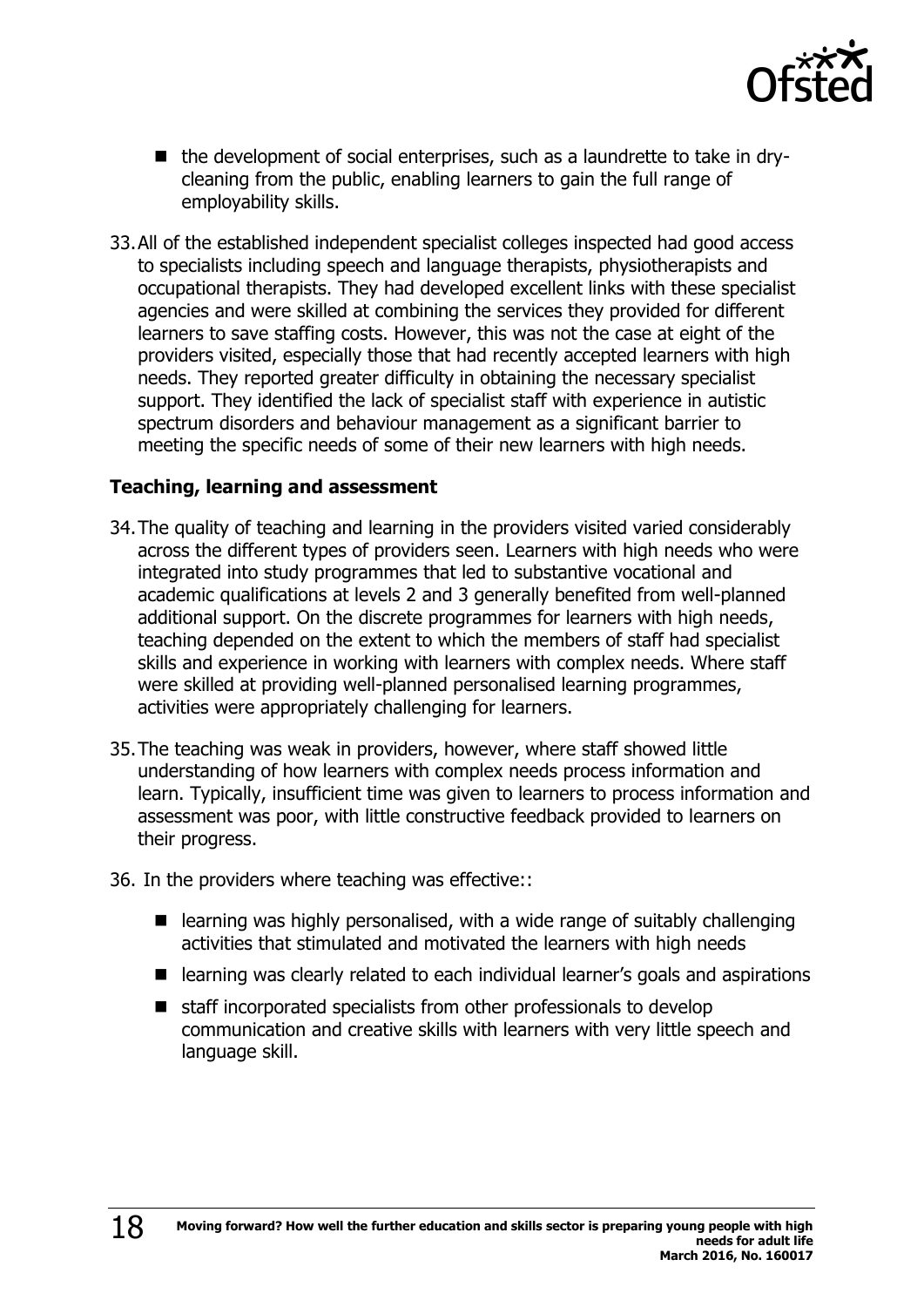- the development of social enterprises, such as a laundrette to take in dry-cleaning from the public, enabling learners to gain the full range of employability skills.

33. All of the established independent specialist colleges inspected had good access to specialists including speech and language therapists, physiotherapists and occupational therapists. They had developed excellent links with these specialist agencies and were skilled at combining the services they provided for different learners to save staffing costs. However, this was not the case at eight of the providers visited, especially those that had recently accepted learners with high needs. They reported greater difficulty in obtaining the necessary specialist support. They identified the lack of specialist staff with experience in autistic spectrum disorders and behaviour management as a significant barrier to meeting the specific needs of some of their new learners with high needs.

### Teaching, learning and assessment

34. The quality of teaching and learning in the providers visited varied considerably across the different types of providers seen. Learners with high needs who were integrated into study programmes that led to substantive vocational and academic qualifications at levels 2 and 3 generally benefited from well-planned additional support. On the discrete programmes for learners with high needs, teaching depended on the extent to which the members of staff had specialist skills and experience in working with learners with complex needs. Where staff were skilled at providing well-planned personalised learning programmes, activities were appropriately challenging for learners.

35. The teaching was weak in providers, however, where staff showed little understanding of how learners with complex needs process information and learn. Typically, insufficient time was given to learners to process information and assessment was poor, with little constructive feedback provided to learners on their progress.

36. In the providers where teaching was effective::

- learning was highly personalised, with a wide range of suitably challenging activities that stimulated and motivated the learners with high needs
- learning was clearly related to each individual learner's goals and aspirations
- staff incorporated specialists from other professionals to develop communication and creative skills with learners with very little speech and language skill.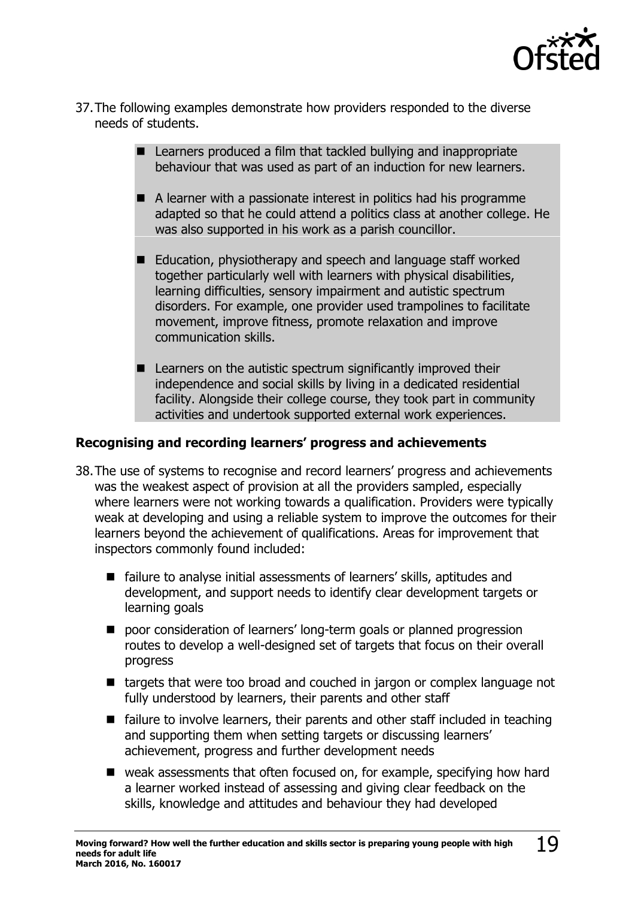37. The following examples demonstrate how providers responded to the diverse needs of students.

- Learners produced a film that tackled bullying and inappropriate behaviour that was used as part of an induction for new learners.
- A learner with a passionate interest in politics had his programme adapted so that he could attend a politics class at another college. He was also supported in his work as a parish councillor.
- Education, physiotherapy and speech and language staff worked together particularly well with learners with physical disabilities, learning difficulties, sensory impairment and autistic spectrum disorders. For example, one provider used trampolines to facilitate movement, improve fitness, promote relaxation and improve communication skills.
- Learners on the autistic spectrum significantly improved their independence and social skills by living in a dedicated residential facility. Alongside their college course, they took part in community activities and undertook supported external work experiences.

### Recognising and recording learners' progress and achievements

38. The use of systems to recognise and record learners' progress and achievements was the weakest aspect of provision at all the providers sampled, especially where learners were not working towards a qualification. Providers were typically weak at developing and using a reliable system to improve the outcomes for their learners beyond the achievement of qualifications. Areas for improvement that inspectors commonly found included:

   - failure to analyse initial assessments of learners' skills, aptitudes and development, and support needs to identify clear development targets or learning goals
   - poor consideration of learners' long-term goals or planned progression routes to develop a well-designed set of targets that focus on their overall progress
   - targets that were too broad and couched in jargon or complex language not fully understood by learners, their parents and other staff
   - failure to involve learners, their parents and other staff included in teaching and supporting them when setting targets or discussing learners' achievement, progress and further development needs
   - weak assessments that often focused on, for example, specifying how hard a learner worked instead of assessing and giving clear feedback on the skills, knowledge and attitudes and behaviour they had developed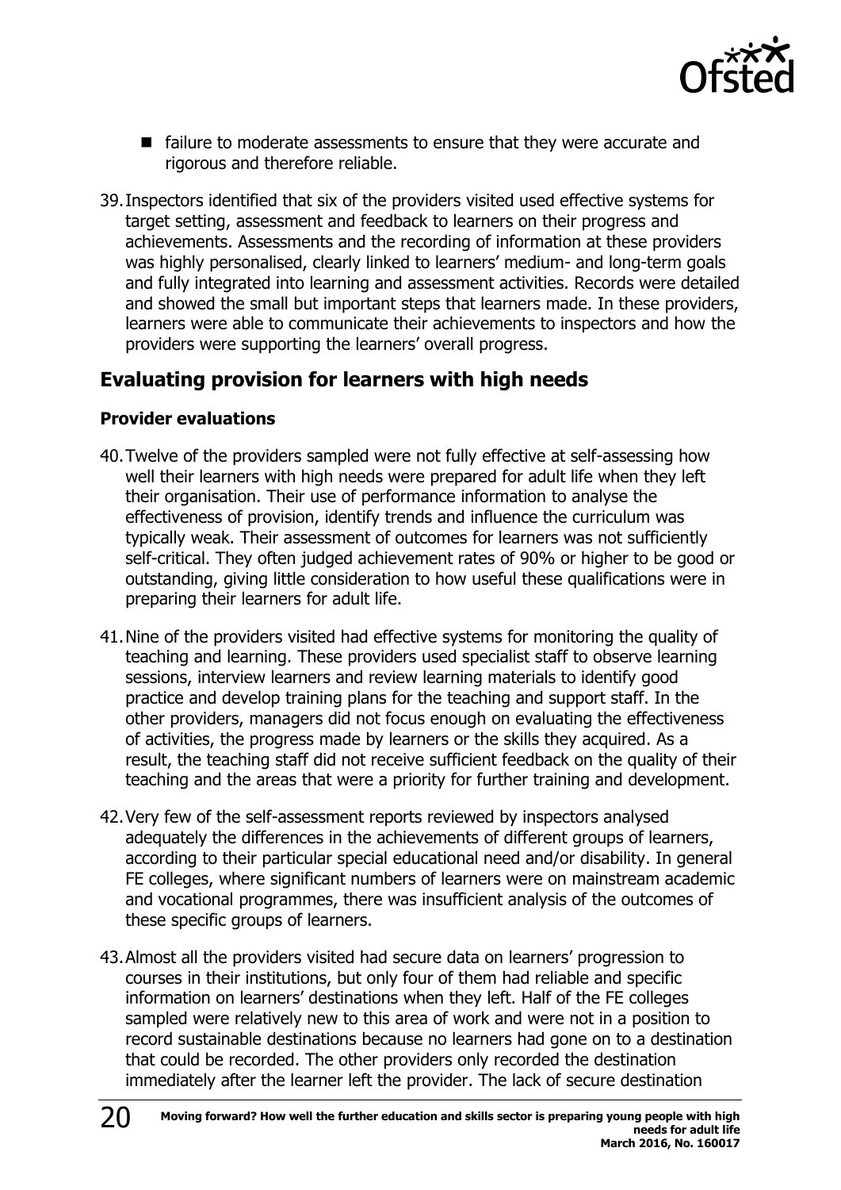- failure to moderate assessments to ensure that they were accurate and rigorous and therefore reliable.

39. Inspectors identified that six of the providers visited used effective systems for target setting, assessment and feedback to learners on their progress and achievements. Assessments and the recording of information at these providers was highly personalised, clearly linked to learners' medium- and long-term goals and fully integrated into learning and assessment activities. Records were detailed and showed the small but important steps that learners made. In these providers, learners were able to communicate their achievements to inspectors and how the providers were supporting the learners' overall progress.

## Evaluating provision for learners with high needs

### Provider evaluations

40. Twelve of the providers sampled were not fully effective at self-assessing how well their learners with high needs were prepared for adult life when they left their organisation. Their use of performance information to analyse the effectiveness of provision, identify trends and influence the curriculum was typically weak. Their assessment of outcomes for learners was not sufficiently self-critical. They often judged achievement rates of 90% or higher to be good or outstanding, giving little consideration to how useful these qualifications were in preparing their learners for adult life.

41. Nine of the providers visited had effective systems for monitoring the quality of teaching and learning. These providers used specialist staff to observe learning sessions, interview learners and review learning materials to identify good practice and develop training plans for the teaching and support staff. In the other providers, managers did not focus enough on evaluating the effectiveness of activities, the progress made by learners or the skills they acquired. As a result, the teaching staff did not receive sufficient feedback on the quality of their teaching and the areas that were a priority for further training and development.

42. Very few of the self-assessment reports reviewed by inspectors analysed adequately the differences in the achievements of different groups of learners, according to their particular special educational need and/or disability. In general FE colleges, where significant numbers of learners were on mainstream academic and vocational programmes, there was insufficient analysis of the outcomes of these specific groups of learners.

43. Almost all the providers visited had secure data on learners' progression to courses in their institutions, but only four of them had reliable and specific information on learners' destinations when they left. Half of the FE colleges sampled were relatively new to this area of work and were not in a position to record sustainable destinations because no learners had gone on to a destination that could be recorded. The other providers only recorded the destination immediately after the learner left the provider. The lack of secure destination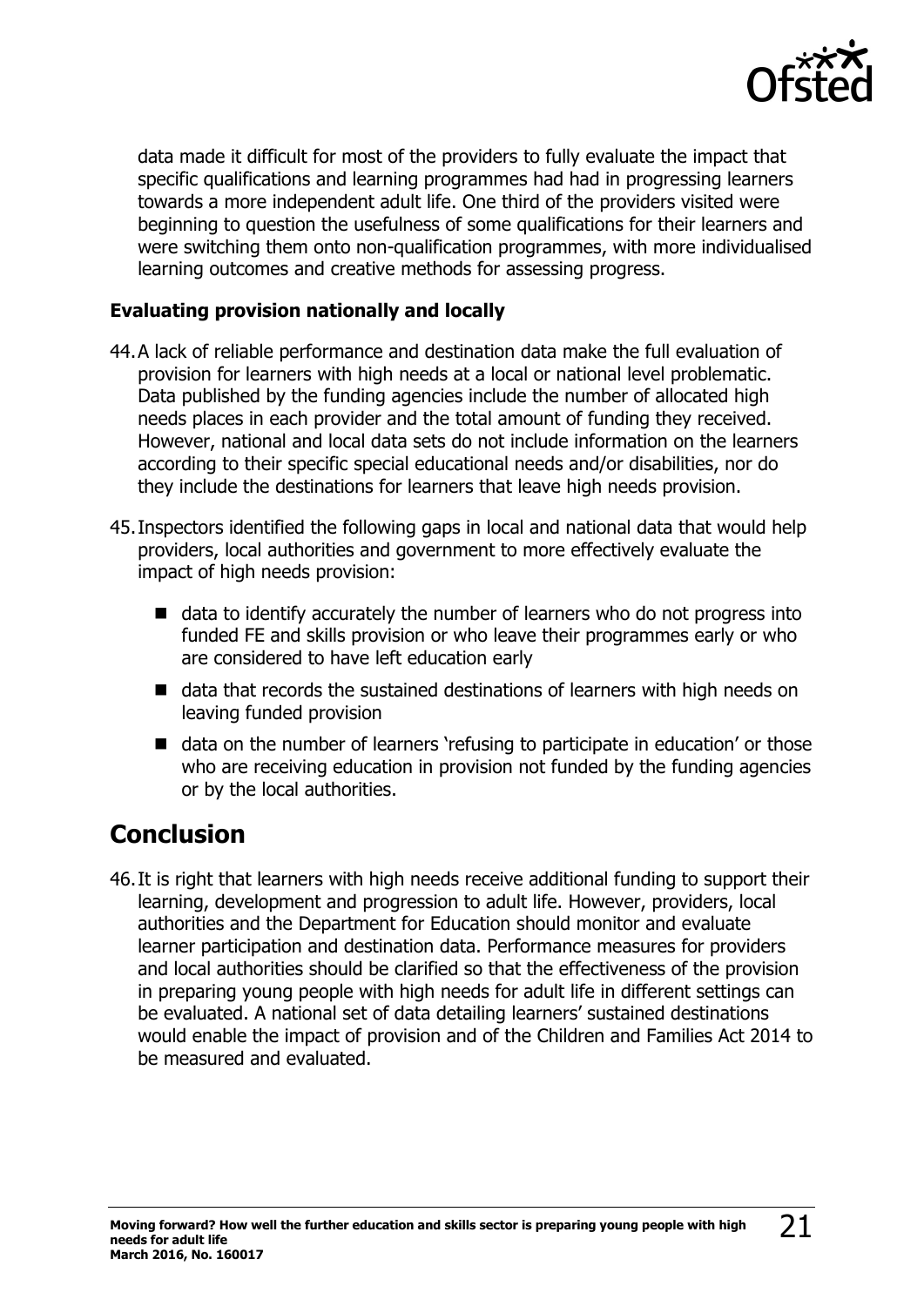data made it difficult for most of the providers to fully evaluate the impact that specific qualifications and learning programmes had had in progressing learners towards a more independent adult life. One third of the providers visited were beginning to question the usefulness of some qualifications for their learners and were switching them onto non-qualification programmes, with more individualised learning outcomes and creative methods for assessing progress.

### Evaluating provision nationally and locally

44. A lack of reliable performance and destination data make the full evaluation of provision for learners with high needs at a local or national level problematic. Data published by the funding agencies include the number of allocated high needs places in each provider and the total amount of funding they received. However, national and local data sets do not include information on the learners according to their specific special educational needs and/or disabilities, nor do they include the destinations for learners that leave high needs provision.

45. Inspectors identified the following gaps in local and national data that would help providers, local authorities and government to more effectively evaluate the impact of high needs provision:

    - data to identify accurately the number of learners who do not progress into funded FE and skills provision or who leave their programmes early or who are considered to have left education early
    - data that records the sustained destinations of learners with high needs on leaving funded provision
    - data on the number of learners 'refusing to participate in education' or those who are receiving education in provision not funded by the funding agencies or by the local authorities.

## Conclusion

46. It is right that learners with high needs receive additional funding to support their learning, development and progression to adult life. However, providers, local authorities and the Department for Education should monitor and evaluate learner participation and destination data. Performance measures for providers and local authorities should be clarified so that the effectiveness of the provision in preparing young people with high needs for adult life in different settings can be evaluated. A national set of data detailing learners' sustained destinations would enable the impact of provision and of the Children and Families Act 2014 to be measured and evaluated.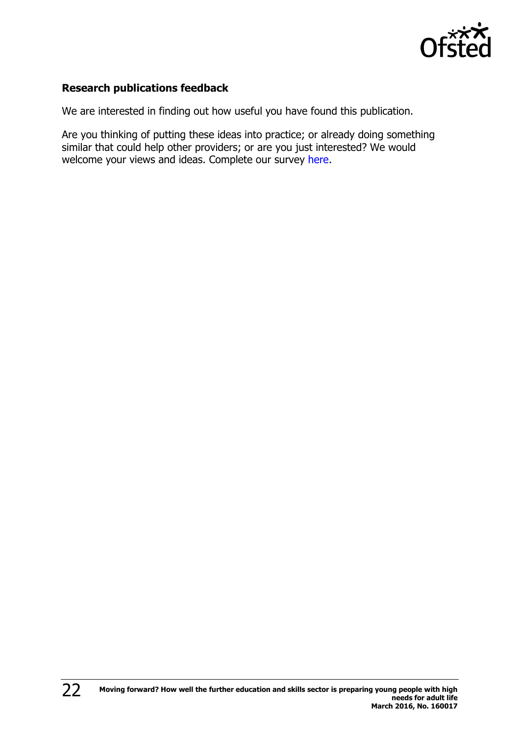**Research publications feedback**

We are interested in finding out how useful you have found this publication.

Are you thinking of putting these ideas into practice; or already doing something similar that could help other providers; or are you just interested? We would welcome your views and ideas. Complete our survey here.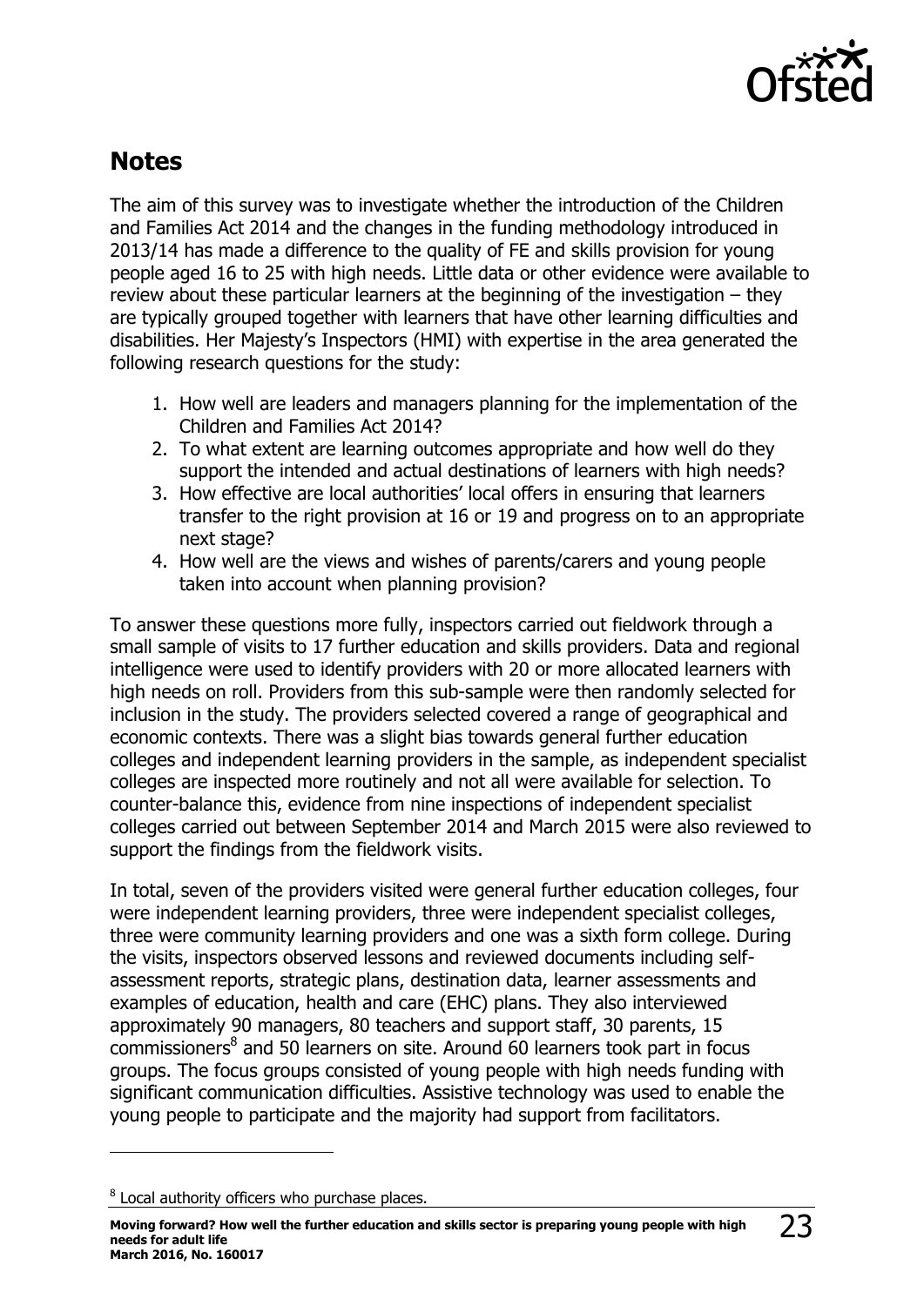## Notes

The aim of this survey was to investigate whether the introduction of the Children and Families Act 2014 and the changes in the funding methodology introduced in 2013/14 has made a difference to the quality of FE and skills provision for young people aged 16 to 25 with high needs. Little data or other evidence were available to review about these particular learners at the beginning of the investigation – they are typically grouped together with learners that have other learning difficulties and disabilities. Her Majesty's Inspectors (HMI) with expertise in the area generated the following research questions for the study:

1. How well are leaders and managers planning for the implementation of the Children and Families Act 2014?
2. To what extent are learning outcomes appropriate and how well do they support the intended and actual destinations of learners with high needs?
3. How effective are local authorities' local offers in ensuring that learners transfer to the right provision at 16 or 19 and progress on to an appropriate next stage?
4. How well are the views and wishes of parents/carers and young people taken into account when planning provision?

To answer these questions more fully, inspectors carried out fieldwork through a small sample of visits to 17 further education and skills providers. Data and regional intelligence were used to identify providers with 20 or more allocated learners with high needs on roll. Providers from this sub-sample were then randomly selected for inclusion in the study. The providers selected covered a range of geographical and economic contexts. There was a slight bias towards general further education colleges and independent learning providers in the sample, as independent specialist colleges are inspected more routinely and not all were available for selection. To counter-balance this, evidence from nine inspections of independent specialist colleges carried out between September 2014 and March 2015 were also reviewed to support the findings from the fieldwork visits.

In total, seven of the providers visited were general further education colleges, four were independent learning providers, three were independent specialist colleges, three were community learning providers and one was a sixth form college. During the visits, inspectors observed lessons and reviewed documents including self-assessment reports, strategic plans, destination data, learner assessments and examples of education, health and care (EHC) plans. They also interviewed approximately 90 managers, 80 teachers and support staff, 30 parents, 15 commissioners[8] and 50 learners on site. Around 60 learners took part in focus groups. The focus groups consisted of young people with high needs funding with significant communication difficulties. Assistive technology was used to enable the young people to participate and the majority had support from facilitators.

---

[8] Local authority officers who purchase places.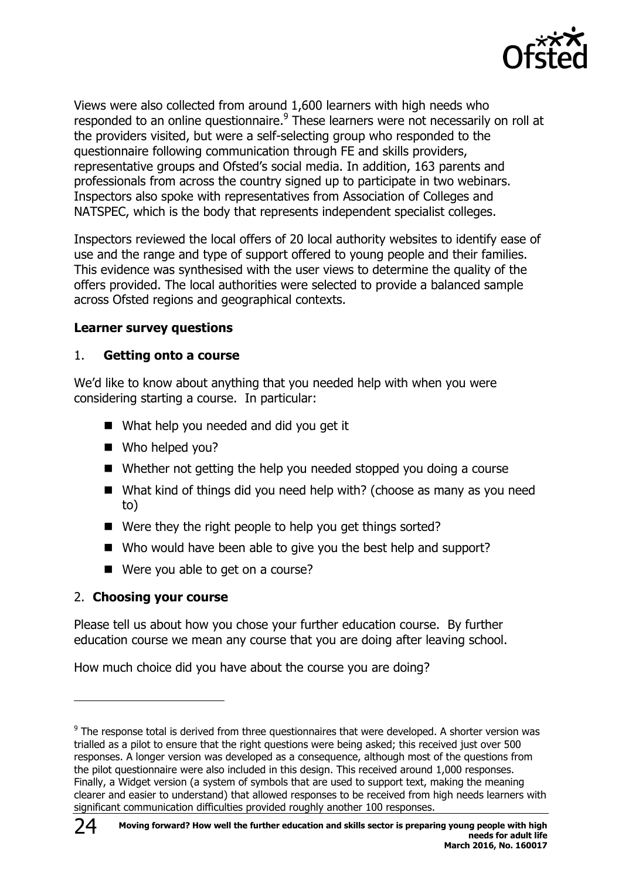Views were also collected from around 1,600 learners with high needs who responded to an online questionnaire.[9] These learners were not necessarily on roll at the providers visited, but were a self-selecting group who responded to the questionnaire following communication through FE and skills providers, representative groups and Ofsted's social media. In addition, 163 parents and professionals from across the country signed up to participate in two webinars. Inspectors also spoke with representatives from Association of Colleges and NATSPEC, which is the body that represents independent specialist colleges.

Inspectors reviewed the local offers of 20 local authority websites to identify ease of use and the range and type of support offered to young people and their families. This evidence was synthesised with the user views to determine the quality of the offers provided. The local authorities were selected to provide a balanced sample across Ofsted regions and geographical contexts.

**Learner survey questions**

1. **Getting onto a course**

We'd like to know about anything that you needed help with when you were considering starting a course. In particular:

- What help you needed and did you get it
- Who helped you?
- Whether not getting the help you needed stopped you doing a course
- What kind of things did you need help with? (choose as many as you need to)
- Were they the right people to help you get things sorted?
- Who would have been able to give you the best help and support?
- Were you able to get on a course?

2. **Choosing your course**

Please tell us about how you chose your further education course. By further education course we mean any course that you are doing after leaving school.

How much choice did you have about the course you are doing?

---

[9] The response total is derived from three questionnaires that were developed. A shorter version was trialled as a pilot to ensure that the right questions were being asked; this received just over 500 responses. A longer version was developed as a consequence, although most of the questions from the pilot questionnaire were also included in this design. This received around 1,000 responses. Finally, a Widget version (a system of symbols that are used to support text, making the meaning clearer and easier to understand) that allowed responses to be received from high needs learners with significant communication difficulties provided roughly another 100 responses.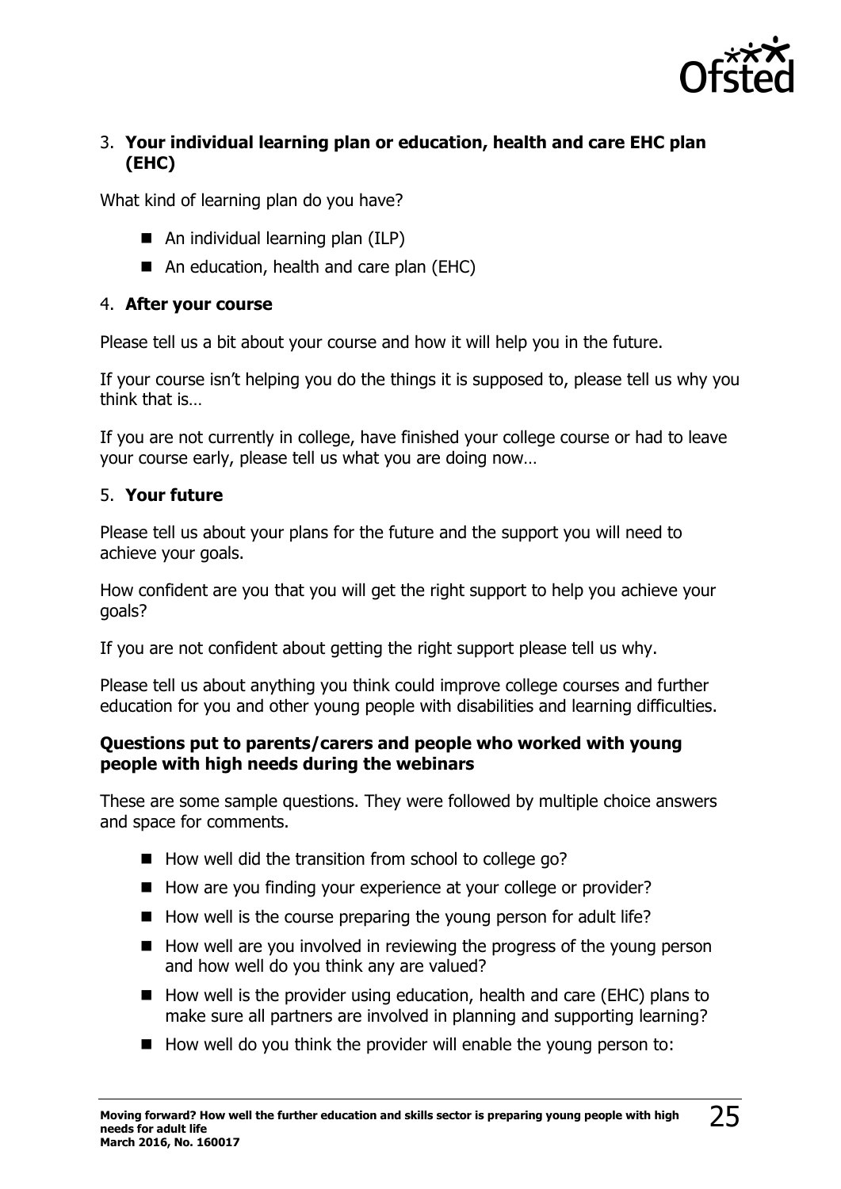3. **Your individual learning plan or education, health and care EHC plan (EHC)**

What kind of learning plan do you have?

- An individual learning plan (ILP)
- An education, health and care plan (EHC)

4. **After your course**

Please tell us a bit about your course and how it will help you in the future.

If your course isn't helping you do the things it is supposed to, please tell us why you think that is…

If you are not currently in college, have finished your college course or had to leave your course early, please tell us what you are doing now…

5. **Your future**

Please tell us about your plans for the future and the support you will need to achieve your goals.

How confident are you that you will get the right support to help you achieve your goals?

If you are not confident about getting the right support please tell us why.

Please tell us about anything you think could improve college courses and further education for you and other young people with disabilities and learning difficulties.

**Questions put to parents/carers and people who worked with young people with high needs during the webinars**

These are some sample questions. They were followed by multiple choice answers and space for comments.

- How well did the transition from school to college go?
- How are you finding your experience at your college or provider?
- How well is the course preparing the young person for adult life?
- How well are you involved in reviewing the progress of the young person and how well do you think any are valued?
- How well is the provider using education, health and care (EHC) plans to make sure all partners are involved in planning and supporting learning?
- How well do you think the provider will enable the young person to: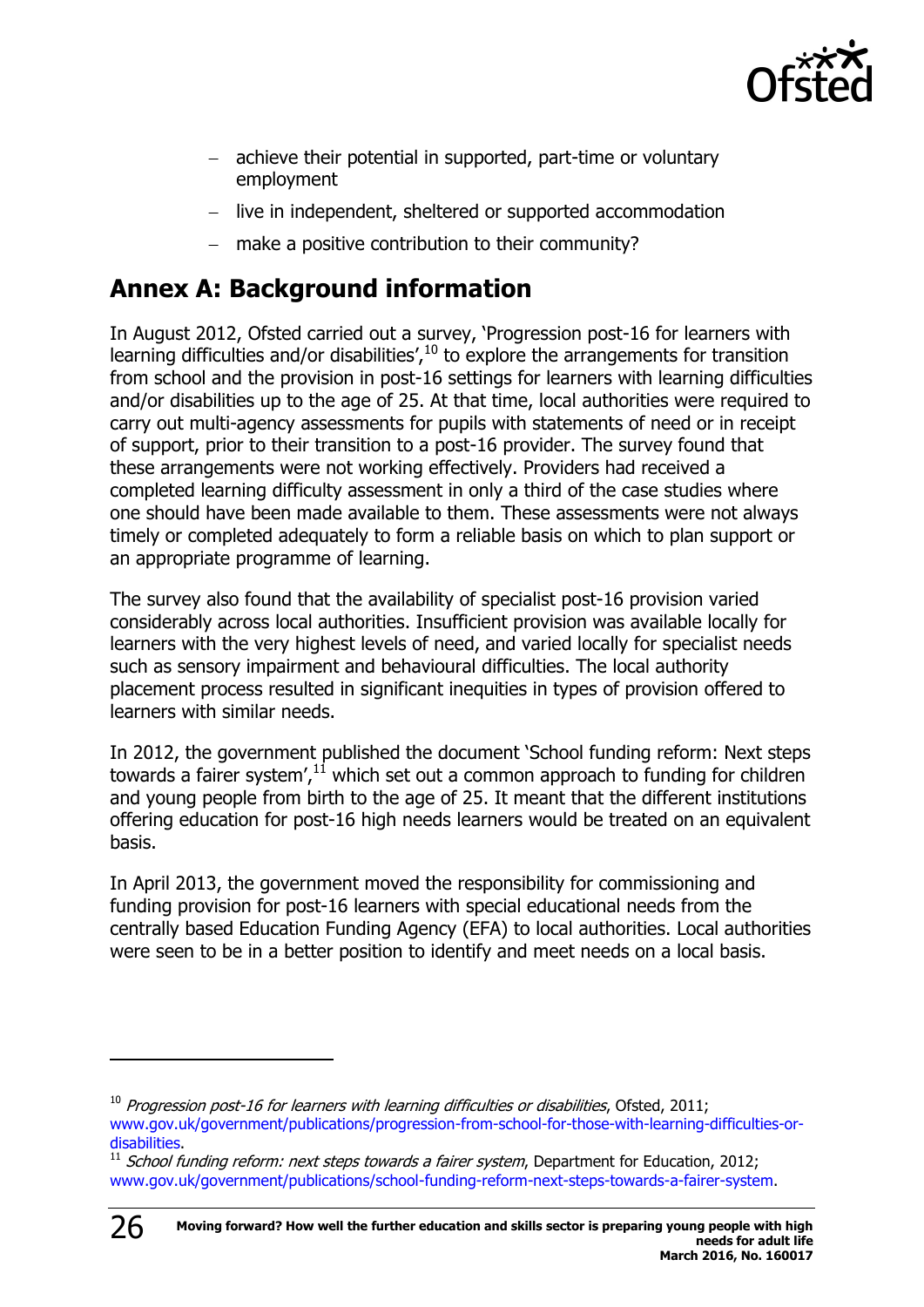- achieve their potential in supported, part-time or voluntary employment
- live in independent, sheltered or supported accommodation
- make a positive contribution to their community?

## Annex A: Background information

In August 2012, Ofsted carried out a survey, 'Progression post-16 for learners with learning difficulties and/or disabilities',[10] to explore the arrangements for transition from school and the provision in post-16 settings for learners with learning difficulties and/or disabilities up to the age of 25. At that time, local authorities were required to carry out multi-agency assessments for pupils with statements of need or in receipt of support, prior to their transition to a post-16 provider. The survey found that these arrangements were not working effectively. Providers had received a completed learning difficulty assessment in only a third of the case studies where one should have been made available to them. These assessments were not always timely or completed adequately to form a reliable basis on which to plan support or an appropriate programme of learning.

The survey also found that the availability of specialist post-16 provision varied considerably across local authorities. Insufficient provision was available locally for learners with the very highest levels of need, and varied locally for specialist needs such as sensory impairment and behavioural difficulties. The local authority placement process resulted in significant inequities in types of provision offered to learners with similar needs.

In 2012, the government published the document 'School funding reform: Next steps towards a fairer system',[11] which set out a common approach to funding for children and young people from birth to the age of 25. It meant that the different institutions offering education for post-16 high needs learners would be treated on an equivalent basis.

In April 2013, the government moved the responsibility for commissioning and funding provision for post-16 learners with special educational needs from the centrally based Education Funding Agency (EFA) to local authorities. Local authorities were seen to be in a better position to identify and meet needs on a local basis.

---

[10] *Progression post-16 for learners with learning difficulties or disabilities*, Ofsted, 2011; www.gov.uk/government/publications/progression-from-school-for-those-with-learning-difficulties-or-disabilities.

[11] *School funding reform: next steps towards a fairer system*, Department for Education, 2012; www.gov.uk/government/publications/school-funding-reform-next-steps-towards-a-fairer-system.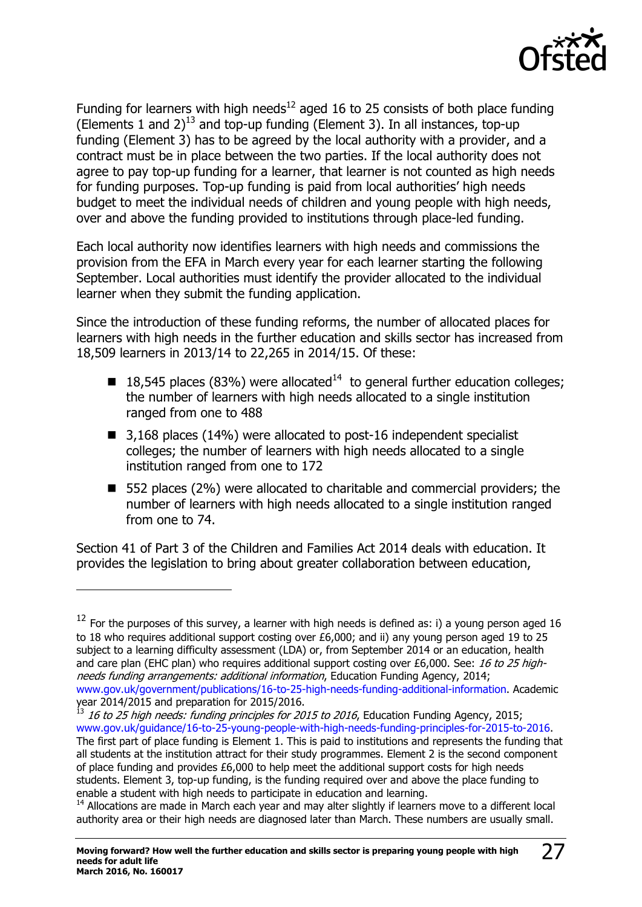Funding for learners with high needs[12] aged 16 to 25 consists of both place funding (Elements 1 and 2)[13] and top-up funding (Element 3). In all instances, top-up funding (Element 3) has to be agreed by the local authority with a provider, and a contract must be in place between the two parties. If the local authority does not agree to pay top-up funding for a learner, that learner is not counted as high needs for funding purposes. Top-up funding is paid from local authorities' high needs budget to meet the individual needs of children and young people with high needs, over and above the funding provided to institutions through place-led funding.

Each local authority now identifies learners with high needs and commissions the provision from the EFA in March every year for each learner starting the following September. Local authorities must identify the provider allocated to the individual learner when they submit the funding application.

Since the introduction of these funding reforms, the number of allocated places for learners with high needs in the further education and skills sector has increased from 18,509 learners in 2013/14 to 22,265 in 2014/15. Of these:

- 18,545 places (83%) were allocated[14] to general further education colleges; the number of learners with high needs allocated to a single institution ranged from one to 488
- 3,168 places (14%) were allocated to post-16 independent specialist colleges; the number of learners with high needs allocated to a single institution ranged from one to 172
- 552 places (2%) were allocated to charitable and commercial providers; the number of learners with high needs allocated to a single institution ranged from one to 74.

Section 41 of Part 3 of the Children and Families Act 2014 deals with education. It provides the legislation to bring about greater collaboration between education,

---

[12] For the purposes of this survey, a learner with high needs is defined as: i) a young person aged 16 to 18 who requires additional support costing over £6,000; and ii) any young person aged 19 to 25 subject to a learning difficulty assessment (LDA) or, from September 2014 or an education, health and care plan (EHC plan) who requires additional support costing over £6,000. See: *16 to 25 high-needs funding arrangements: additional information*, Education Funding Agency, 2014; www.gov.uk/government/publications/16-to-25-high-needs-funding-additional-information. Academic year 2014/2015 and preparation for 2015/2016.

[13] *16 to 25 high needs: funding principles for 2015 to 2016*, Education Funding Agency, 2015; www.gov.uk/guidance/16-to-25-young-people-with-high-needs-funding-principles-for-2015-to-2016. The first part of place funding is Element 1. This is paid to institutions and represents the funding that all students at the institution attract for their study programmes. Element 2 is the second component of place funding and provides £6,000 to help meet the additional support costs for high needs students. Element 3, top-up funding, is the funding required over and above the place funding to enable a student with high needs to participate in education and learning.

[14] Allocations are made in March each year and may alter slightly if learners move to a different local authority area or their high needs are diagnosed later than March. These numbers are usually small.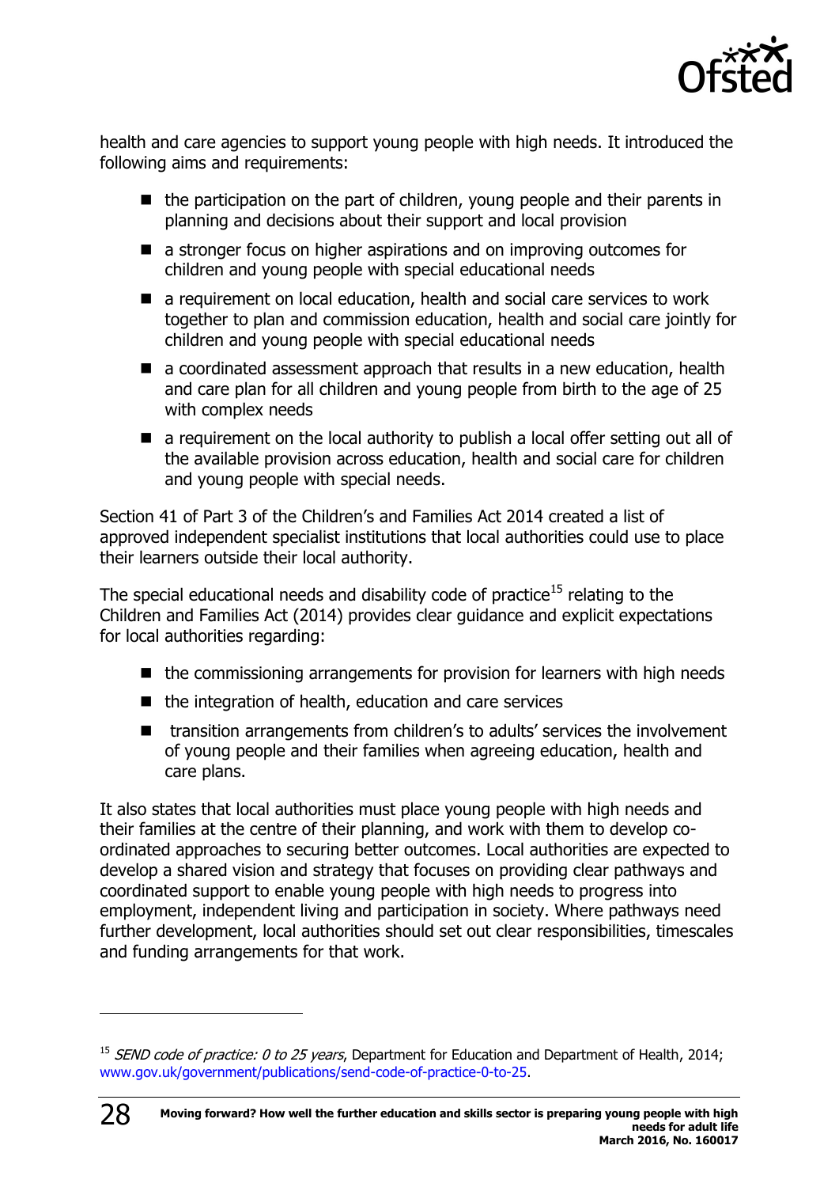health and care agencies to support young people with high needs. It introduced the following aims and requirements:

- the participation on the part of children, young people and their parents in planning and decisions about their support and local provision
- a stronger focus on higher aspirations and on improving outcomes for children and young people with special educational needs
- a requirement on local education, health and social care services to work together to plan and commission education, health and social care jointly for children and young people with special educational needs
- a coordinated assessment approach that results in a new education, health and care plan for all children and young people from birth to the age of 25 with complex needs
- a requirement on the local authority to publish a local offer setting out all of the available provision across education, health and social care for children and young people with special needs.

Section 41 of Part 3 of the Children's and Families Act 2014 created a list of approved independent specialist institutions that local authorities could use to place their learners outside their local authority.

The special educational needs and disability code of practice[15] relating to the Children and Families Act (2014) provides clear guidance and explicit expectations for local authorities regarding:

- the commissioning arrangements for provision for learners with high needs
- the integration of health, education and care services
- transition arrangements from children's to adults' services the involvement of young people and their families when agreeing education, health and care plans.

It also states that local authorities must place young people with high needs and their families at the centre of their planning, and work with them to develop co-ordinated approaches to securing better outcomes. Local authorities are expected to develop a shared vision and strategy that focuses on providing clear pathways and coordinated support to enable young people with high needs to progress into employment, independent living and participation in society. Where pathways need further development, local authorities should set out clear responsibilities, timescales and funding arrangements for that work.

---

[15] *SEND code of practice: 0 to 25 years*, Department for Education and Department of Health, 2014; www.gov.uk/government/publications/send-code-of-practice-0-to-25.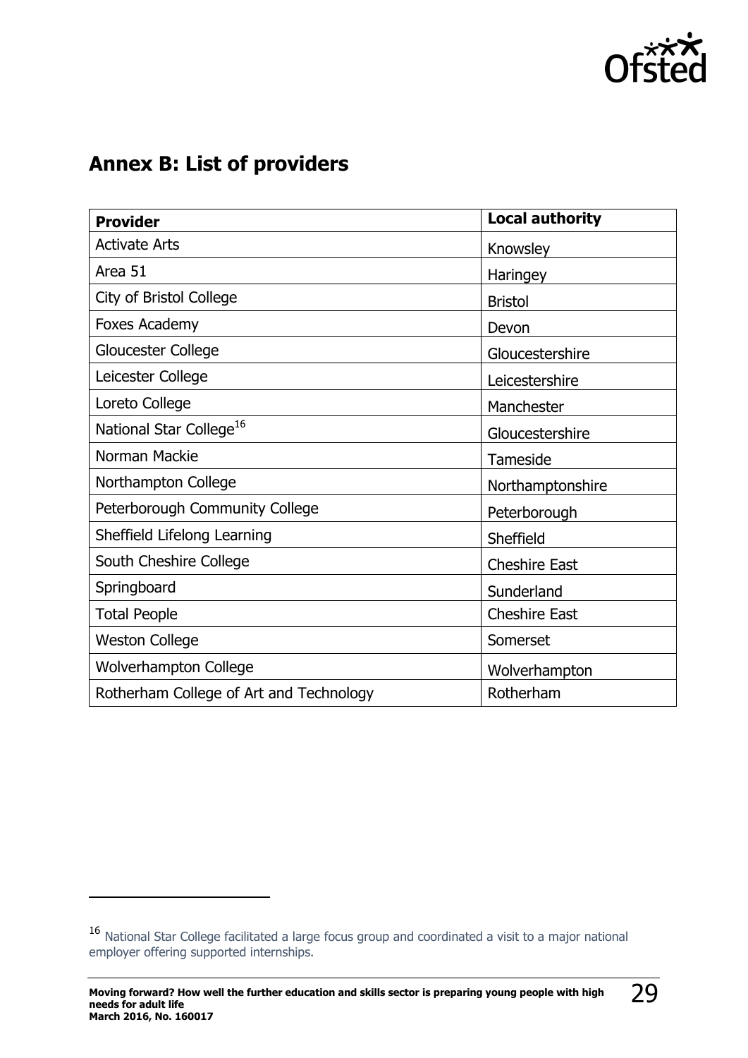## Annex B: List of providers

| Provider | Local authority |
|---|---|
| Activate Arts | Knowsley |
| Area 51 | Haringey |
| City of Bristol College | Bristol |
| Foxes Academy | Devon |
| Gloucester College | Gloucestershire |
| Leicester College | Leicestershire |
| Loreto College | Manchester |
| National Star College[16] | Gloucestershire |
| Norman Mackie | Tameside |
| Northampton College | Northamptonshire |
| Peterborough Community College | Peterborough |
| Sheffield Lifelong Learning | Sheffield |
| South Cheshire College | Cheshire East |
| Springboard | Sunderland |
| Total People | Cheshire East |
| Weston College | Somerset |
| Wolverhampton College | Wolverhampton |
| Rotherham College of Art and Technology | Rotherham |

[16] National Star College facilitated a large focus group and coordinated a visit to a major national employer offering supported internships.